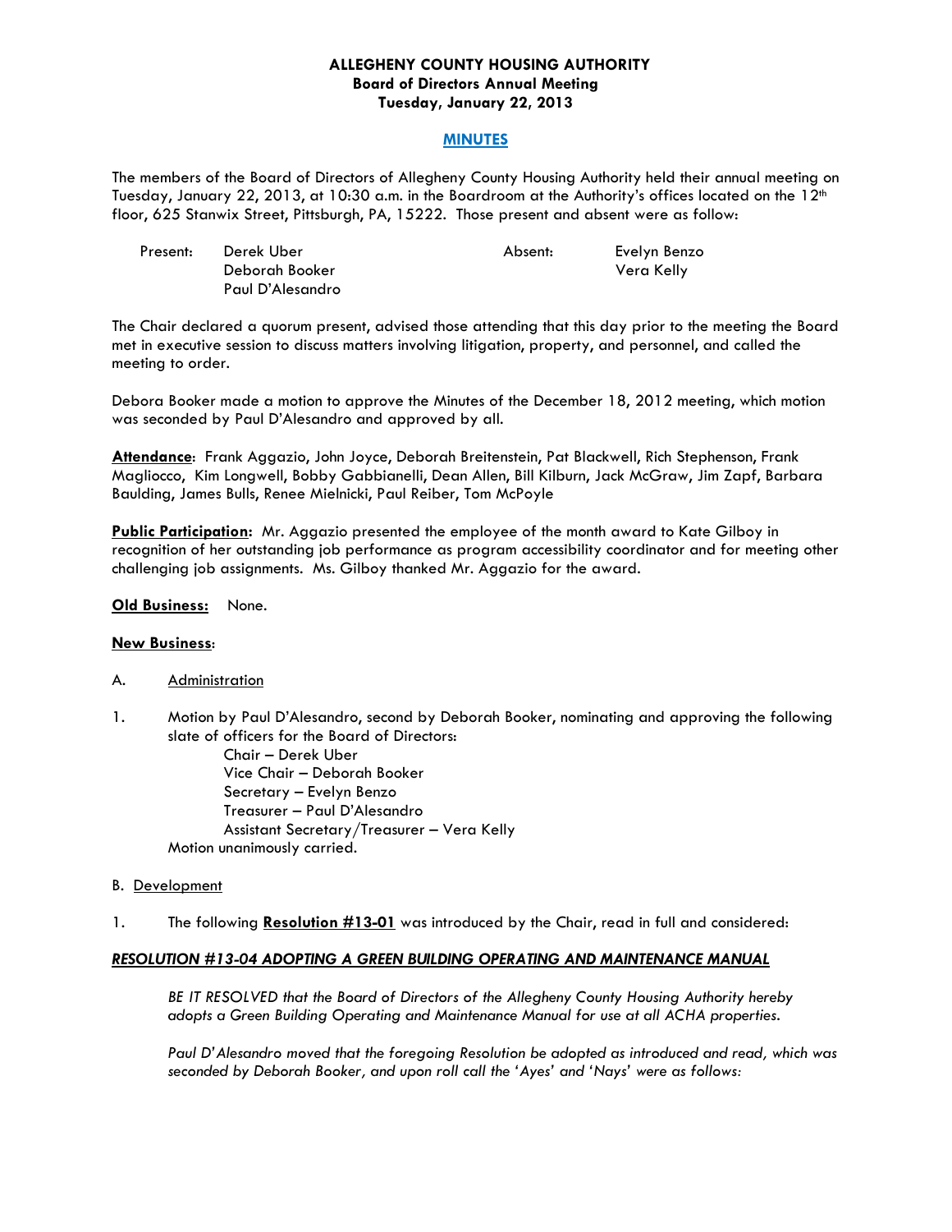# ALLEGHENY COUNTY HOUSING AUTHORITY
## Board of Directors Annual Meeting
## Tuesday, January 22, 2013

## MINUTES

The members of the Board of Directors of Allegheny County Housing Authority held their annual meeting on Tuesday, January 22, 2013, at 10:30 a.m. in the Boardroom at the Authority's offices located on the 12th floor, 625 Stanwix Street, Pittsburgh, PA, 15222. Those present and absent were as follow:

| Present: | | Absent: | |
|---|---|---|---|
| | Derek Uber | | Evelyn Benzo |
| | Deborah Booker | | Vera Kelly |
| | Paul D'Alesandro | | |

The Chair declared a quorum present, advised those attending that this day prior to the meeting the Board met in executive session to discuss matters involving litigation, property, and personnel, and called the meeting to order.

Debora Booker made a motion to approve the Minutes of the December 18, 2012 meeting, which motion was seconded by Paul D'Alesandro and approved by all.

**Attendance**: Frank Aggazio, John Joyce, Deborah Breitenstein, Pat Blackwell, Rich Stephenson, Frank Magliocco, Kim Longwell, Bobby Gabbianelli, Dean Allen, Bill Kilburn, Jack McGraw, Jim Zapf, Barbara Baulding, James Bulls, Renee Mielnicki, Paul Reiber, Tom McPoyle

**Public Participation:** Mr. Aggazio presented the employee of the month award to Kate Gilboy in recognition of her outstanding job performance as program accessibility coordinator and for meeting other challenging job assignments. Ms. Gilboy thanked Mr. Aggazio for the award.

**Old Business:** None.

**New Business**:

A. Administration

1. Motion by Paul D'Alesandro, second by Deborah Booker, nominating and approving the following slate of officers for the Board of Directors:
   - Chair – Derek Uber
   - Vice Chair – Deborah Booker
   - Secretary – Evelyn Benzo
   - Treasurer – Paul D'Alesandro
   - Assistant Secretary/Treasurer – Vera Kelly

   Motion unanimously carried.

B. Development

1. The following **Resolution #13-01** was introduced by the Chair, read in full and considered:

***RESOLUTION #13-04 ADOPTING A GREEN BUILDING OPERATING AND MAINTENANCE MANUAL***

*BE IT RESOLVED that the Board of Directors of the Allegheny County Housing Authority hereby adopts a Green Building Operating and Maintenance Manual for use at all ACHA properties.*

*Paul D'Alesandro moved that the foregoing Resolution be adopted as introduced and read, which was seconded by Deborah Booker, and upon roll call the 'Ayes' and 'Nays' were as follows:*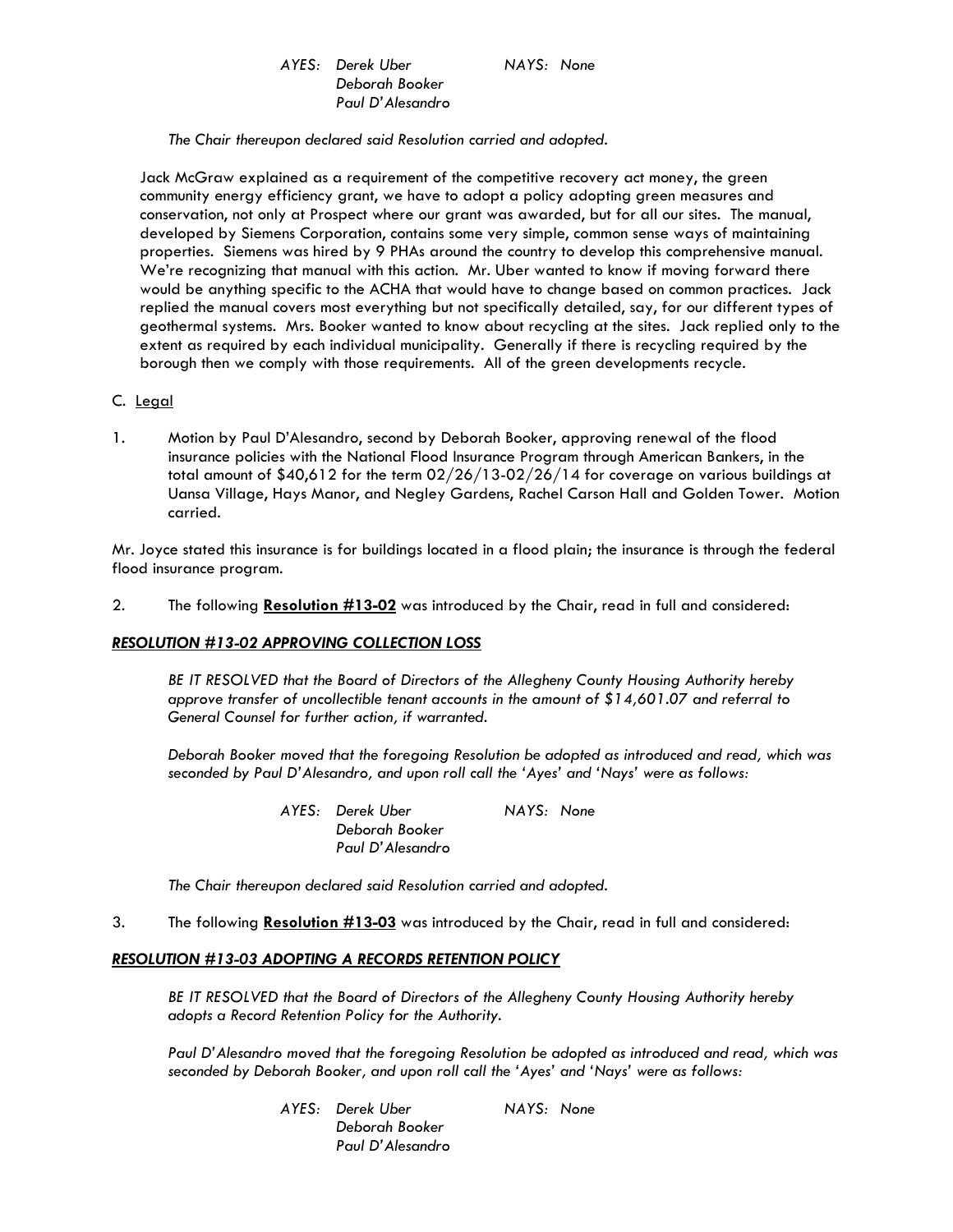AYES: *Derek Uber* NAYS: *None*
*Deborah Booker*
*Paul D'Alesandro*

*The Chair thereupon declared said Resolution carried and adopted.*

Jack McGraw explained as a requirement of the competitive recovery act money, the green community energy efficiency grant, we have to adopt a policy adopting green measures and conservation, not only at Prospect where our grant was awarded, but for all our sites. The manual, developed by Siemens Corporation, contains some very simple, common sense ways of maintaining properties. Siemens was hired by 9 PHAs around the country to develop this comprehensive manual. We're recognizing that manual with this action. Mr. Uber wanted to know if moving forward there would be anything specific to the ACHA that would have to change based on common practices. Jack replied the manual covers most everything but not specifically detailed, say, for our different types of geothermal systems. Mrs. Booker wanted to know about recycling at the sites. Jack replied only to the extent as required by each individual municipality. Generally if there is recycling required by the borough then we comply with those requirements. All of the green developments recycle.

C. Legal

1. Motion by Paul D'Alesandro, second by Deborah Booker, approving renewal of the flood insurance policies with the National Flood Insurance Program through American Bankers, in the total amount of $40,612 for the term 02/26/13-02/26/14 for coverage on various buildings at Uansa Village, Hays Manor, and Negley Gardens, Rachel Carson Hall and Golden Tower. Motion carried.

Mr. Joyce stated this insurance is for buildings located in a flood plain; the insurance is through the federal flood insurance program.

2. The following **Resolution #13-02** was introduced by the Chair, read in full and considered:

***RESOLUTION #13-02 APPROVING COLLECTION LOSS***

*BE IT RESOLVED that the Board of Directors of the Allegheny County Housing Authority hereby approve transfer of uncollectible tenant accounts in the amount of $14,601.07 and referral to General Counsel for further action, if warranted.*

*Deborah Booker moved that the foregoing Resolution be adopted as introduced and read, which was seconded by Paul D'Alesandro, and upon roll call the 'Ayes' and 'Nays' were as follows:*

AYES: *Derek Uber* NAYS: *None*
*Deborah Booker*
*Paul D'Alesandro*

*The Chair thereupon declared said Resolution carried and adopted.*

3. The following **Resolution #13-03** was introduced by the Chair, read in full and considered:

***RESOLUTION #13-03 ADOPTING A RECORDS RETENTION POLICY***

*BE IT RESOLVED that the Board of Directors of the Allegheny County Housing Authority hereby adopts a Record Retention Policy for the Authority.*

*Paul D'Alesandro moved that the foregoing Resolution be adopted as introduced and read, which was seconded by Deborah Booker, and upon roll call the 'Ayes' and 'Nays' were as follows:*

AYES: *Derek Uber* NAYS: *None*
*Deborah Booker*
*Paul D'Alesandro*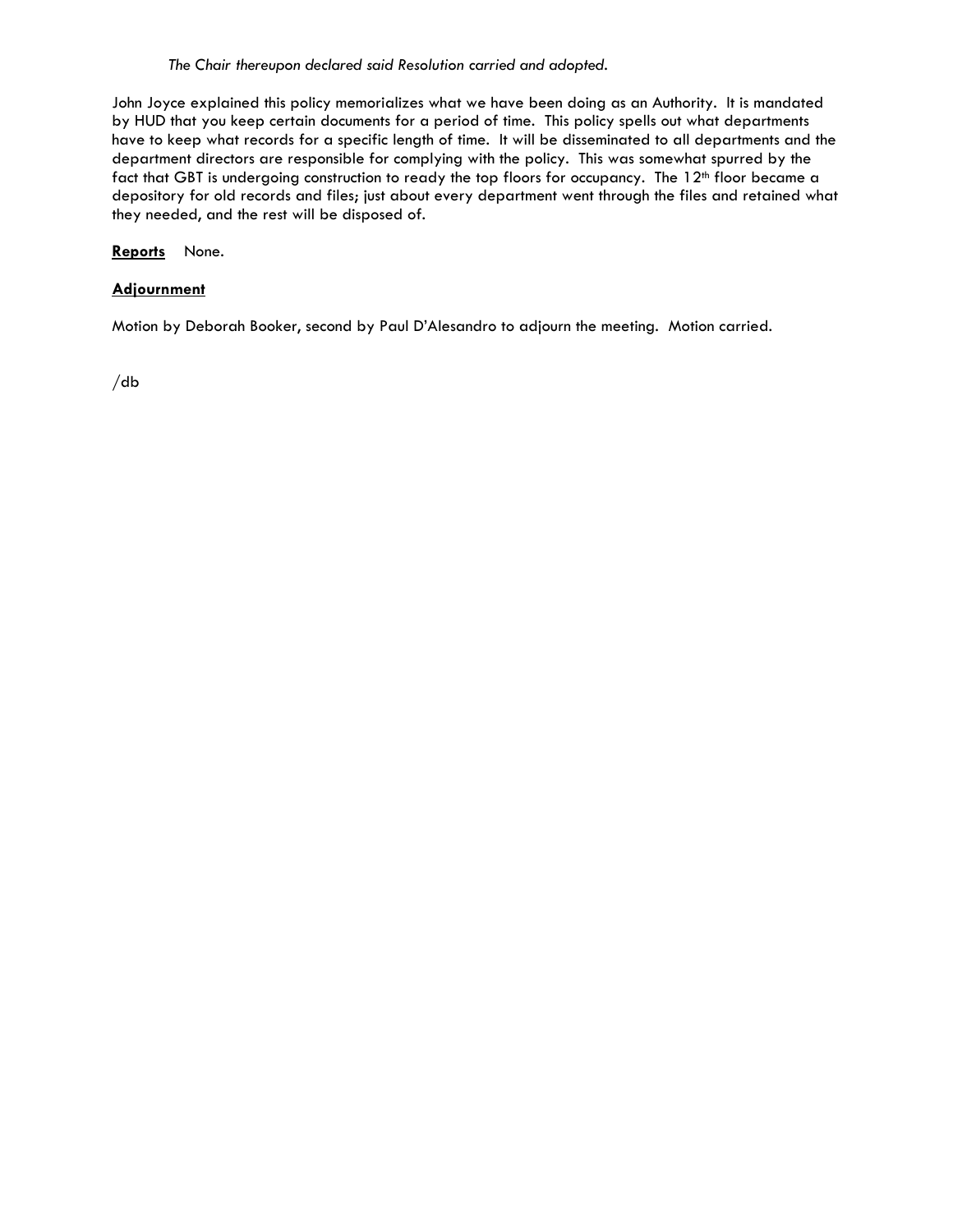*The Chair thereupon declared said Resolution carried and adopted.*

John Joyce explained this policy memorializes what we have been doing as an Authority. It is mandated by HUD that you keep certain documents for a period of time. This policy spells out what departments have to keep what records for a specific length of time. It will be disseminated to all departments and the department directors are responsible for complying with the policy. This was somewhat spurred by the fact that GBT is undergoing construction to ready the top floors for occupancy. The 12th floor became a depository for old records and files; just about every department went through the files and retained what they needed, and the rest will be disposed of.

**Reports** None.

**Adjournment**

Motion by Deborah Booker, second by Paul D'Alesandro to adjourn the meeting. Motion carried.

/db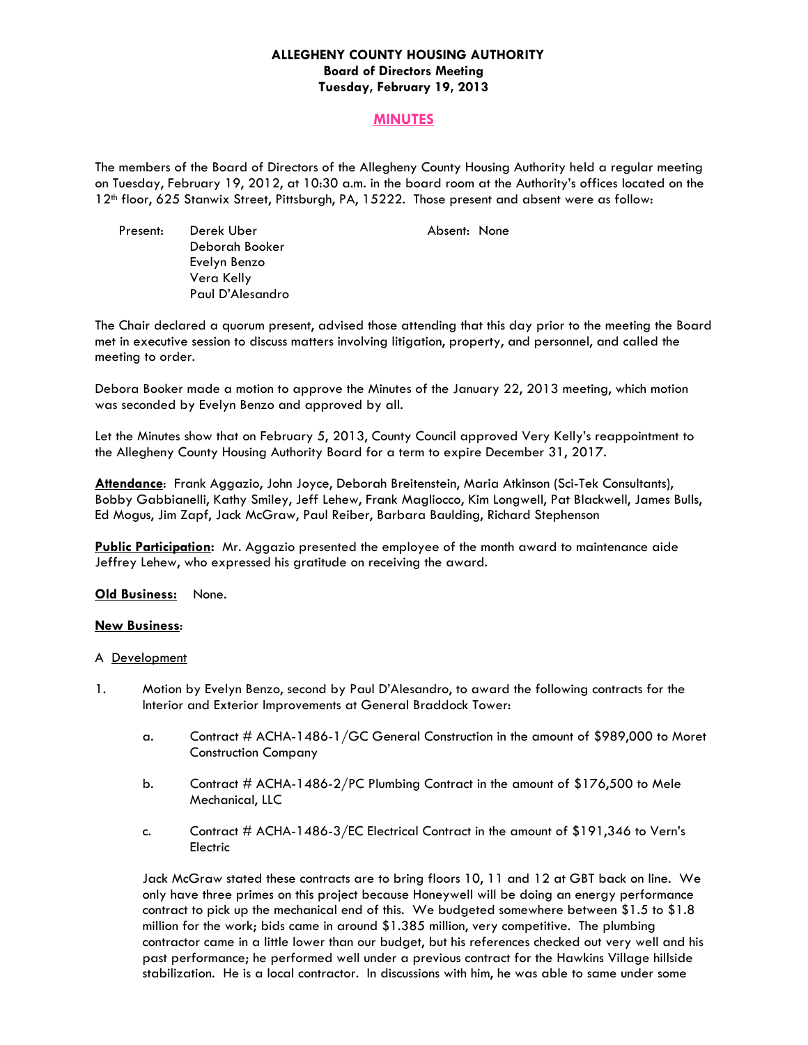**ALLEGHENY COUNTY HOUSING AUTHORITY**
**Board of Directors Meeting**
**Tuesday, February 19, 2013**

## MINUTES

The members of the Board of Directors of the Allegheny County Housing Authority held a regular meeting on Tuesday, February 19, 2012, at 10:30 a.m. in the board room at the Authority's offices located on the 12th floor, 625 Stanwix Street, Pittsburgh, PA, 15222. Those present and absent were as follow:

Present: Derek Uber
Deborah Booker
Evelyn Benzo
Vera Kelly
Paul D'Alesandro

Absent: None

The Chair declared a quorum present, advised those attending that this day prior to the meeting the Board met in executive session to discuss matters involving litigation, property, and personnel, and called the meeting to order.

Debora Booker made a motion to approve the Minutes of the January 22, 2013 meeting, which motion was seconded by Evelyn Benzo and approved by all.

Let the Minutes show that on February 5, 2013, County Council approved Very Kelly's reappointment to the Allegheny County Housing Authority Board for a term to expire December 31, 2017.

**Attendance**: Frank Aggazio, John Joyce, Deborah Breitenstein, Maria Atkinson (Sci-Tek Consultants), Bobby Gabbianelli, Kathy Smiley, Jeff Lehew, Frank Magliocco, Kim Longwell, Pat Blackwell, James Bulls, Ed Mogus, Jim Zapf, Jack McGraw, Paul Reiber, Barbara Baulding, Richard Stephenson

**Public Participation:** Mr. Aggazio presented the employee of the month award to maintenance aide Jeffrey Lehew, who expressed his gratitude on receiving the award.

**Old Business:** None.

**New Business**:

A Development

1. Motion by Evelyn Benzo, second by Paul D'Alesandro, to award the following contracts for the Interior and Exterior Improvements at General Braddock Tower:

   a. Contract # ACHA-1486-1/GC General Construction in the amount of $989,000 to Moret Construction Company

   b. Contract # ACHA-1486-2/PC Plumbing Contract in the amount of $176,500 to Mele Mechanical, LLC

   c. Contract # ACHA-1486-3/EC Electrical Contract in the amount of $191,346 to Vern's Electric

   Jack McGraw stated these contracts are to bring floors 10, 11 and 12 at GBT back on line. We only have three primes on this project because Honeywell will be doing an energy performance contract to pick up the mechanical end of this. We budgeted somewhere between $1.5 to $1.8 million for the work; bids came in around $1.385 million, very competitive. The plumbing contractor came in a little lower than our budget, but his references checked out very well and his past performance; he performed well under a previous contract for the Hawkins Village hillside stabilization. He is a local contractor. In discussions with him, he was able to same under some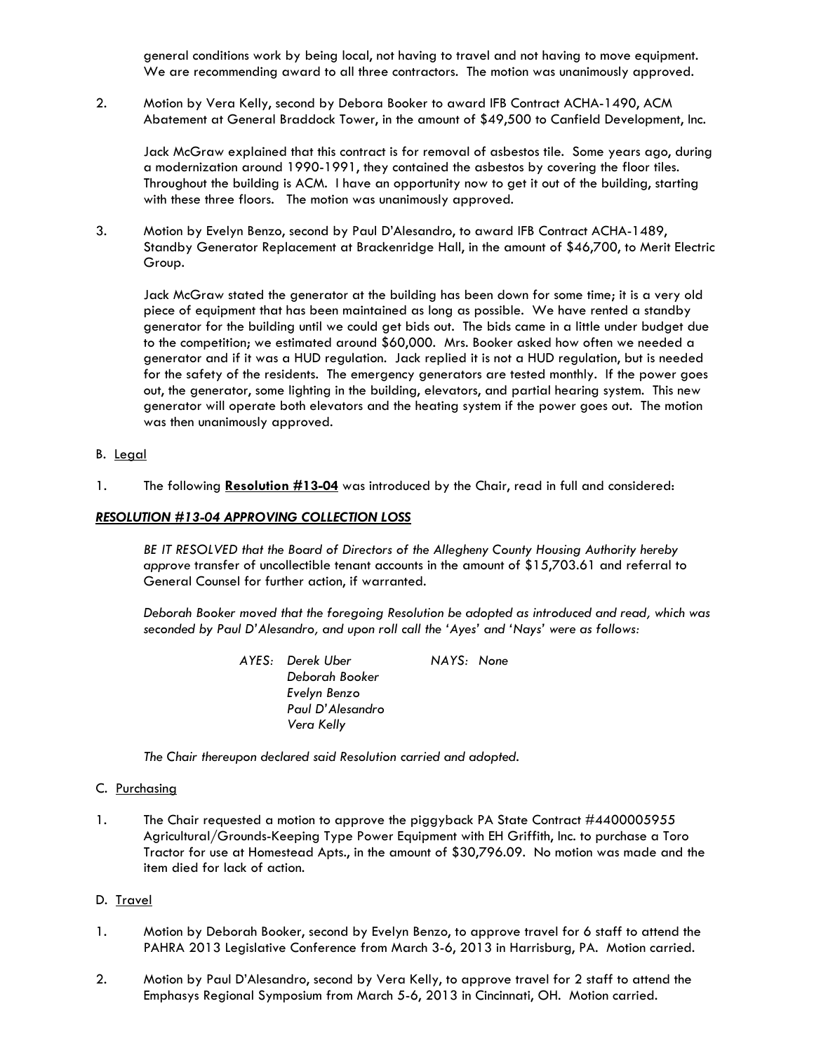general conditions work by being local, not having to travel and not having to move equipment. We are recommending award to all three contractors. The motion was unanimously approved.

2. Motion by Vera Kelly, second by Debora Booker to award IFB Contract ACHA-1490, ACM Abatement at General Braddock Tower, in the amount of $49,500 to Canfield Development, Inc.

   Jack McGraw explained that this contract is for removal of asbestos tile. Some years ago, during a modernization around 1990-1991, they contained the asbestos by covering the floor tiles. Throughout the building is ACM. I have an opportunity now to get it out of the building, starting with these three floors. The motion was unanimously approved.

3. Motion by Evelyn Benzo, second by Paul D'Alesandro, to award IFB Contract ACHA-1489, Standby Generator Replacement at Brackenridge Hall, in the amount of $46,700, to Merit Electric Group.

   Jack McGraw stated the generator at the building has been down for some time; it is a very old piece of equipment that has been maintained as long as possible. We have rented a standby generator for the building until we could get bids out. The bids came in a little under budget due to the competition; we estimated around $60,000. Mrs. Booker asked how often we needed a generator and if it was a HUD regulation. Jack replied it is not a HUD regulation, but is needed for the safety of the residents. The emergency generators are tested monthly. If the power goes out, the generator, some lighting in the building, elevators, and partial hearing system. This new generator will operate both elevators and the heating system if the power goes out. The motion was then unanimously approved.

B. Legal

1. The following **Resolution #13-04** was introduced by the Chair, read in full and considered:

***RESOLUTION #13-04 APPROVING COLLECTION LOSS***

*BE IT RESOLVED that the Board of Directors of the Allegheny County Housing Authority hereby approve* transfer of uncollectible tenant accounts in the amount of $15,703.61 and referral to General Counsel for further action, if warranted.

*Deborah Booker moved that the foregoing Resolution be adopted as introduced and read, which was seconded by Paul D'Alesandro, and upon roll call the 'Ayes' and 'Nays' were as follows:*

*AYES: Derek Uber*
*Deborah Booker*
*Evelyn Benzo*
*Paul D'Alesandro*
*Vera Kelly*

*NAYS: None*

*The Chair thereupon declared said Resolution carried and adopted.*

C. Purchasing

1. The Chair requested a motion to approve the piggyback PA State Contract #4400005955 Agricultural/Grounds-Keeping Type Power Equipment with EH Griffith, Inc. to purchase a Toro Tractor for use at Homestead Apts., in the amount of $30,796.09. No motion was made and the item died for lack of action.

D. Travel

1. Motion by Deborah Booker, second by Evelyn Benzo, to approve travel for 6 staff to attend the PAHRA 2013 Legislative Conference from March 3-6, 2013 in Harrisburg, PA. Motion carried.

2. Motion by Paul D'Alesandro, second by Vera Kelly, to approve travel for 2 staff to attend the Emphasys Regional Symposium from March 5-6, 2013 in Cincinnati, OH. Motion carried.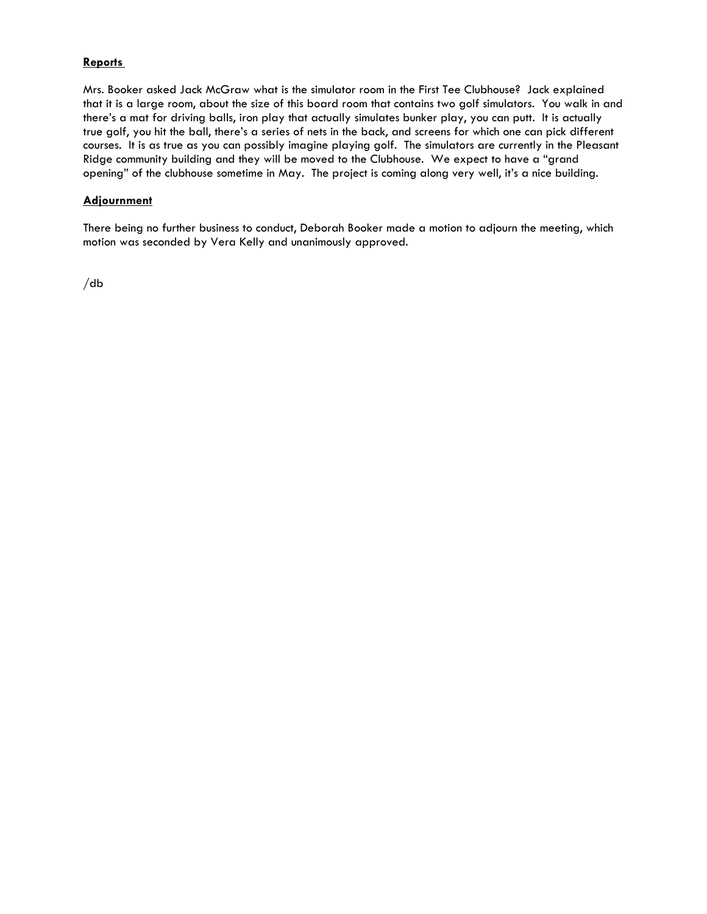**Reports**

Mrs. Booker asked Jack McGraw what is the simulator room in the First Tee Clubhouse? Jack explained that it is a large room, about the size of this board room that contains two golf simulators. You walk in and there's a mat for driving balls, iron play that actually simulates bunker play, you can putt. It is actually true golf, you hit the ball, there's a series of nets in the back, and screens for which one can pick different courses. It is as true as you can possibly imagine playing golf. The simulators are currently in the Pleasant Ridge community building and they will be moved to the Clubhouse. We expect to have a "grand opening" of the clubhouse sometime in May. The project is coming along very well, it's a nice building.

**Adjournment**

There being no further business to conduct, Deborah Booker made a motion to adjourn the meeting, which motion was seconded by Vera Kelly and unanimously approved.

/db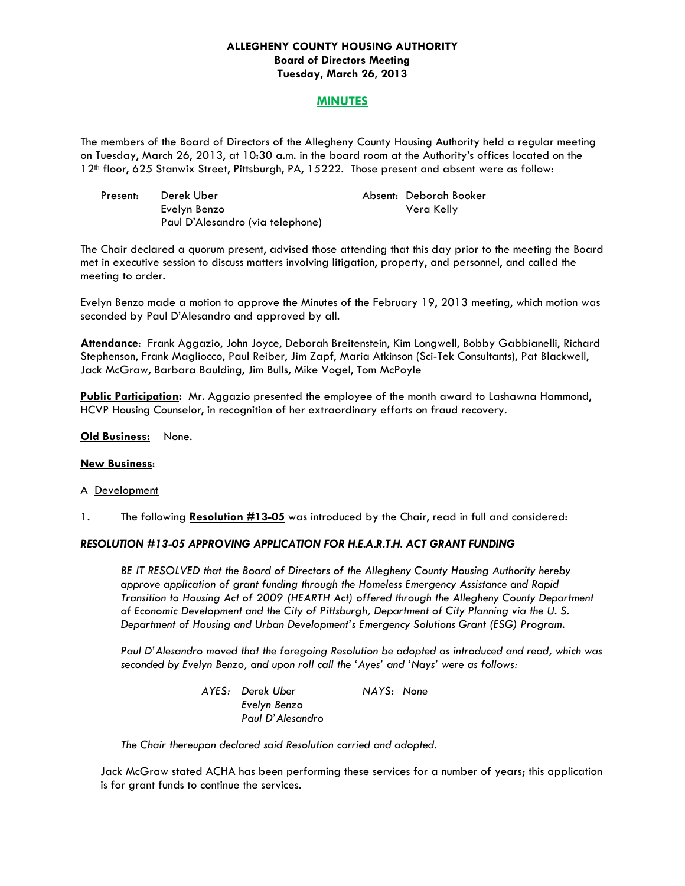**ALLEGHENY COUNTY HOUSING AUTHORITY**
**Board of Directors Meeting**
**Tuesday, March 26, 2013**

## MINUTES

The members of the Board of Directors of the Allegheny County Housing Authority held a regular meeting on Tuesday, March 26, 2013, at 10:30 a.m. in the board room at the Authority's offices located on the 12th floor, 625 Stanwix Street, Pittsburgh, PA, 15222. Those present and absent were as follow:

| Present: | | Absent: | |
|---|---|---|---|
| | Derek Uber | | Deborah Booker |
| | Evelyn Benzo | | Vera Kelly |
| | Paul D'Alesandro (via telephone) | | |

The Chair declared a quorum present, advised those attending that this day prior to the meeting the Board met in executive session to discuss matters involving litigation, property, and personnel, and called the meeting to order.

Evelyn Benzo made a motion to approve the Minutes of the February 19, 2013 meeting, which motion was seconded by Paul D'Alesandro and approved by all.

**Attendance**: Frank Aggazio, John Joyce, Deborah Breitenstein, Kim Longwell, Bobby Gabbianelli, Richard Stephenson, Frank Magliocco, Paul Reiber, Jim Zapf, Maria Atkinson (Sci-Tek Consultants), Pat Blackwell, Jack McGraw, Barbara Baulding, Jim Bulls, Mike Vogel, Tom McPoyle

**Public Participation:** Mr. Aggazio presented the employee of the month award to Lashawna Hammond, HCVP Housing Counselor, in recognition of her extraordinary efforts on fraud recovery.

**Old Business:** None.

**New Business**:

A Development

1. The following **Resolution #13-05** was introduced by the Chair, read in full and considered:

***RESOLUTION #13-05 APPROVING APPLICATION FOR H.E.A.R.T.H. ACT GRANT FUNDING***

*BE IT RESOLVED that the Board of Directors of the Allegheny County Housing Authority hereby approve application of grant funding through the Homeless Emergency Assistance and Rapid Transition to Housing Act of 2009 (HEARTH Act) offered through the Allegheny County Department of Economic Development and the City of Pittsburgh, Department of City Planning via the U. S. Department of Housing and Urban Development's Emergency Solutions Grant (ESG) Program.*

*Paul D'Alesandro moved that the foregoing Resolution be adopted as introduced and read, which was seconded by Evelyn Benzo, and upon roll call the 'Ayes' and 'Nays' were as follows:*

| *AYES:* | *Derek Uber* | *NAYS:* | *None* |
|---|---|---|---|
| | *Evelyn Benzo* | | |
| | *Paul D'Alesandro* | | |

*The Chair thereupon declared said Resolution carried and adopted.*

Jack McGraw stated ACHA has been performing these services for a number of years; this application is for grant funds to continue the services.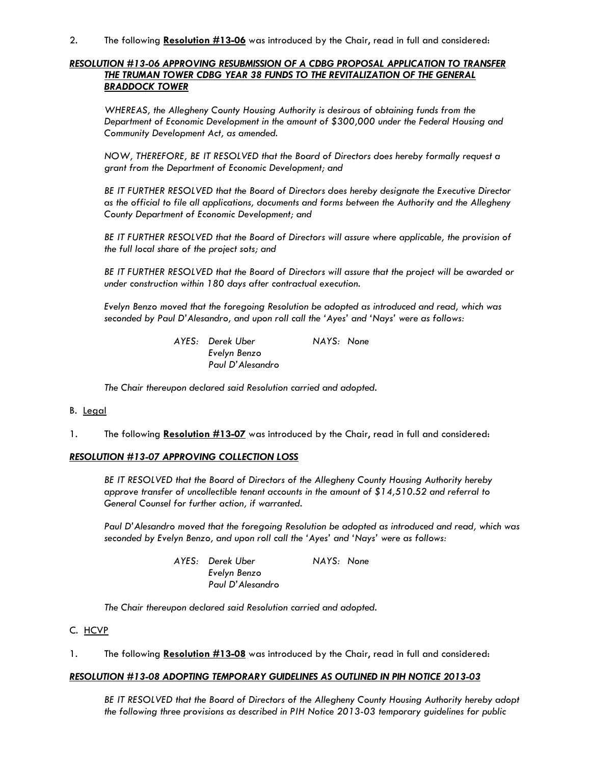2. The following **Resolution #13-06** was introduced by the Chair, read in full and considered:

***RESOLUTION #13-06 APPROVING RESUBMISSION OF A CDBG PROPOSAL APPLICATION TO TRANSFER THE TRUMAN TOWER CDBG YEAR 38 FUNDS TO THE REVITALIZATION OF THE GENERAL BRADDOCK TOWER***

*WHEREAS, the Allegheny County Housing Authority is desirous of obtaining funds from the Department of Economic Development in the amount of $300,000 under the Federal Housing and Community Development Act, as amended.*

*NOW, THEREFORE, BE IT RESOLVED that the Board of Directors does hereby formally request a grant from the Department of Economic Development; and*

*BE IT FURTHER RESOLVED that the Board of Directors does hereby designate the Executive Director as the official to file all applications, documents and forms between the Authority and the Allegheny County Department of Economic Development; and*

*BE IT FURTHER RESOLVED that the Board of Directors will assure where applicable, the provision of the full local share of the project sots; and*

*BE IT FURTHER RESOLVED that the Board of Directors will assure that the project will be awarded or under construction within 180 days after contractual execution.*

*Evelyn Benzo moved that the foregoing Resolution be adopted as introduced and read, which was seconded by Paul D'Alesandro, and upon roll call the 'Ayes' and 'Nays' were as follows:*

*AYES: Derek Uber*
*Evelyn Benzo*
*Paul D'Alesandro*

*NAYS: None*

*The Chair thereupon declared said Resolution carried and adopted.*

B. Legal

1. The following **Resolution #13-07** was introduced by the Chair, read in full and considered:

***RESOLUTION #13-07 APPROVING COLLECTION LOSS***

*BE IT RESOLVED that the Board of Directors of the Allegheny County Housing Authority hereby approve transfer of uncollectible tenant accounts in the amount of $14,510.52 and referral to General Counsel for further action, if warranted.*

*Paul D'Alesandro moved that the foregoing Resolution be adopted as introduced and read, which was seconded by Evelyn Benzo, and upon roll call the 'Ayes' and 'Nays' were as follows:*

*AYES: Derek Uber*
*Evelyn Benzo*
*Paul D'Alesandro*

*NAYS: None*

*The Chair thereupon declared said Resolution carried and adopted.*

C. HCVP

1. The following **Resolution #13-08** was introduced by the Chair, read in full and considered:

***RESOLUTION #13-08 ADOPTING TEMPORARY GUIDELINES AS OUTLINED IN PIH NOTICE 2013-03***

*BE IT RESOLVED that the Board of Directors of the Allegheny County Housing Authority hereby adopt the following three provisions as described in PIH Notice 2013-03 temporary guidelines for public*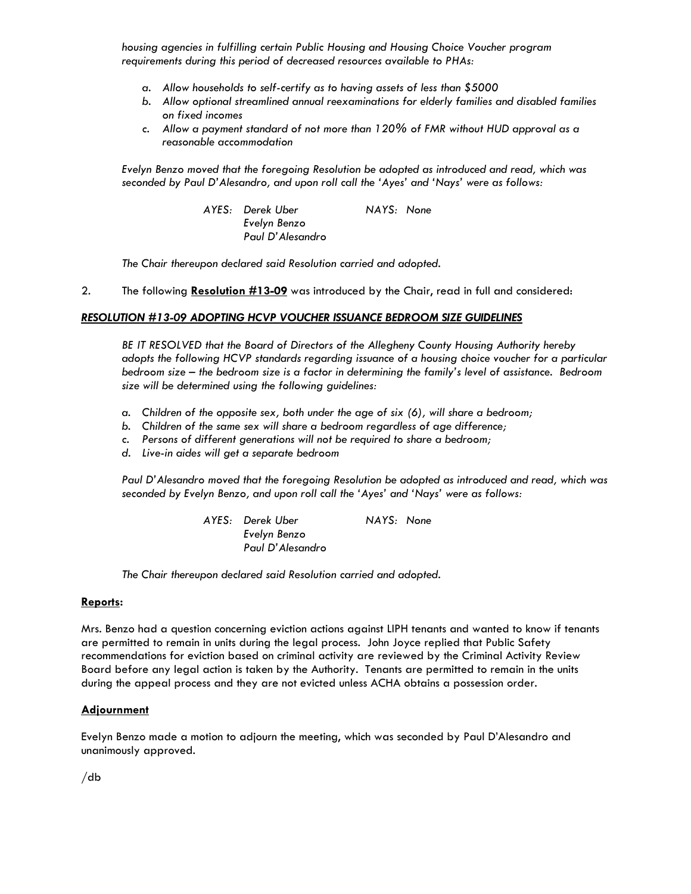*housing agencies in fulfilling certain Public Housing and Housing Choice Voucher program requirements during this period of decreased resources available to PHAs:*

*a. Allow households to self-certify as to having assets of less than $5000*
*b. Allow optional streamlined annual reexaminations for elderly families and disabled families on fixed incomes*
*c. Allow a payment standard of not more than 120% of FMR without HUD approval as a reasonable accommodation*

*Evelyn Benzo moved that the foregoing Resolution be adopted as introduced and read, which was seconded by Paul D'Alesandro, and upon roll call the 'Ayes' and 'Nays' were as follows:*

*AYES: Derek Uber NAYS: None*
*Evelyn Benzo*
*Paul D'Alesandro*

*The Chair thereupon declared said Resolution carried and adopted.*

2. The following **Resolution #13-09** was introduced by the Chair, read in full and considered:

***RESOLUTION #13-09 ADOPTING HCVP VOUCHER ISSUANCE BEDROOM SIZE GUIDELINES***

*BE IT RESOLVED that the Board of Directors of the Allegheny County Housing Authority hereby adopts the following HCVP standards regarding issuance of a housing choice voucher for a particular bedroom size – the bedroom size is a factor in determining the family's level of assistance. Bedroom size will be determined using the following guidelines:*

*a. Children of the opposite sex, both under the age of six (6), will share a bedroom;*
*b. Children of the same sex will share a bedroom regardless of age difference;*
*c. Persons of different generations will not be required to share a bedroom;*
*d. Live-in aides will get a separate bedroom*

*Paul D'Alesandro moved that the foregoing Resolution be adopted as introduced and read, which was seconded by Evelyn Benzo, and upon roll call the 'Ayes' and 'Nays' were as follows:*

*AYES: Derek Uber NAYS: None*
*Evelyn Benzo*
*Paul D'Alesandro*

*The Chair thereupon declared said Resolution carried and adopted.*

**Reports:**

Mrs. Benzo had a question concerning eviction actions against LIPH tenants and wanted to know if tenants are permitted to remain in units during the legal process. John Joyce replied that Public Safety recommendations for eviction based on criminal activity are reviewed by the Criminal Activity Review Board before any legal action is taken by the Authority. Tenants are permitted to remain in the units during the appeal process and they are not evicted unless ACHA obtains a possession order.

**Adjournment**

Evelyn Benzo made a motion to adjourn the meeting, which was seconded by Paul D'Alesandro and unanimously approved.

/db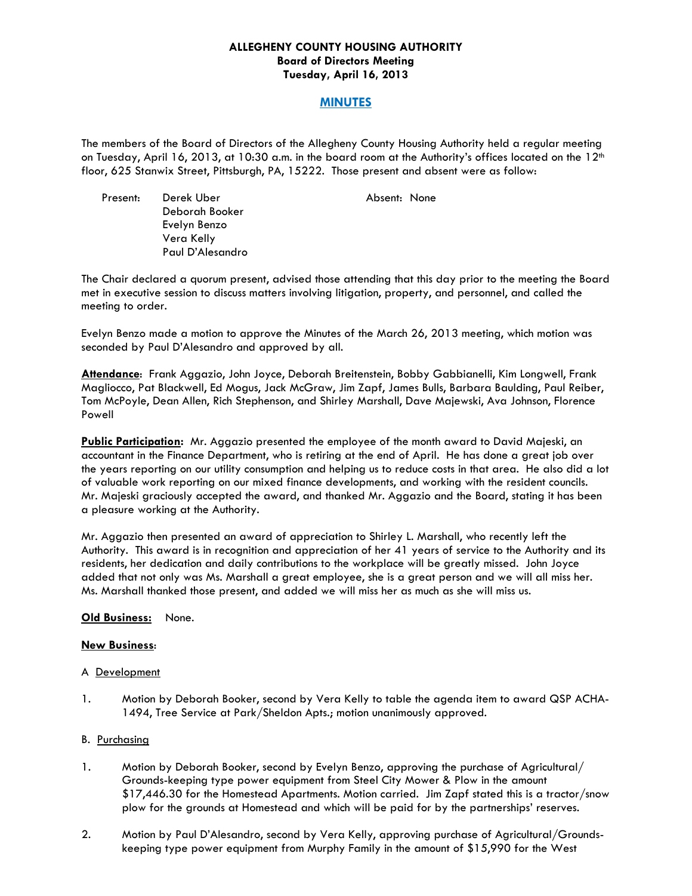**ALLEGHENY COUNTY HOUSING AUTHORITY**
**Board of Directors Meeting**
**Tuesday, April 16, 2013**

## MINUTES

The members of the Board of Directors of the Allegheny County Housing Authority held a regular meeting on Tuesday, April 16, 2013, at 10:30 a.m. in the board room at the Authority's offices located on the 12th floor, 625 Stanwix Street, Pittsburgh, PA, 15222. Those present and absent were as follow:

Present: Derek Uber
Deborah Booker
Evelyn Benzo
Vera Kelly
Paul D'Alesandro

Absent: None

The Chair declared a quorum present, advised those attending that this day prior to the meeting the Board met in executive session to discuss matters involving litigation, property, and personnel, and called the meeting to order.

Evelyn Benzo made a motion to approve the Minutes of the March 26, 2013 meeting, which motion was seconded by Paul D'Alesandro and approved by all.

**Attendance**: Frank Aggazio, John Joyce, Deborah Breitenstein, Bobby Gabbianelli, Kim Longwell, Frank Magliocco, Pat Blackwell, Ed Mogus, Jack McGraw, Jim Zapf, James Bulls, Barbara Baulding, Paul Reiber, Tom McPoyle, Dean Allen, Rich Stephenson, and Shirley Marshall, Dave Majewski, Ava Johnson, Florence Powell

**Public Participation:** Mr. Aggazio presented the employee of the month award to David Majeski, an accountant in the Finance Department, who is retiring at the end of April. He has done a great job over the years reporting on our utility consumption and helping us to reduce costs in that area. He also did a lot of valuable work reporting on our mixed finance developments, and working with the resident councils. Mr. Majeski graciously accepted the award, and thanked Mr. Aggazio and the Board, stating it has been a pleasure working at the Authority.

Mr. Aggazio then presented an award of appreciation to Shirley L. Marshall, who recently left the Authority. This award is in recognition and appreciation of her 41 years of service to the Authority and its residents, her dedication and daily contributions to the workplace will be greatly missed. John Joyce added that not only was Ms. Marshall a great employee, she is a great person and we will all miss her. Ms. Marshall thanked those present, and added we will miss her as much as she will miss us.

**Old Business:** None.

**New Business**:

A Development

1. Motion by Deborah Booker, second by Vera Kelly to table the agenda item to award QSP ACHA-1494, Tree Service at Park/Sheldon Apts.; motion unanimously approved.

B. Purchasing

1. Motion by Deborah Booker, second by Evelyn Benzo, approving the purchase of Agricultural/ Grounds-keeping type power equipment from Steel City Mower & Plow in the amount $17,446.30 for the Homestead Apartments. Motion carried. Jim Zapf stated this is a tractor/snow plow for the grounds at Homestead and which will be paid for by the partnerships' reserves.

2. Motion by Paul D'Alesandro, second by Vera Kelly, approving purchase of Agricultural/Grounds-keeping type power equipment from Murphy Family in the amount of $15,990 for the West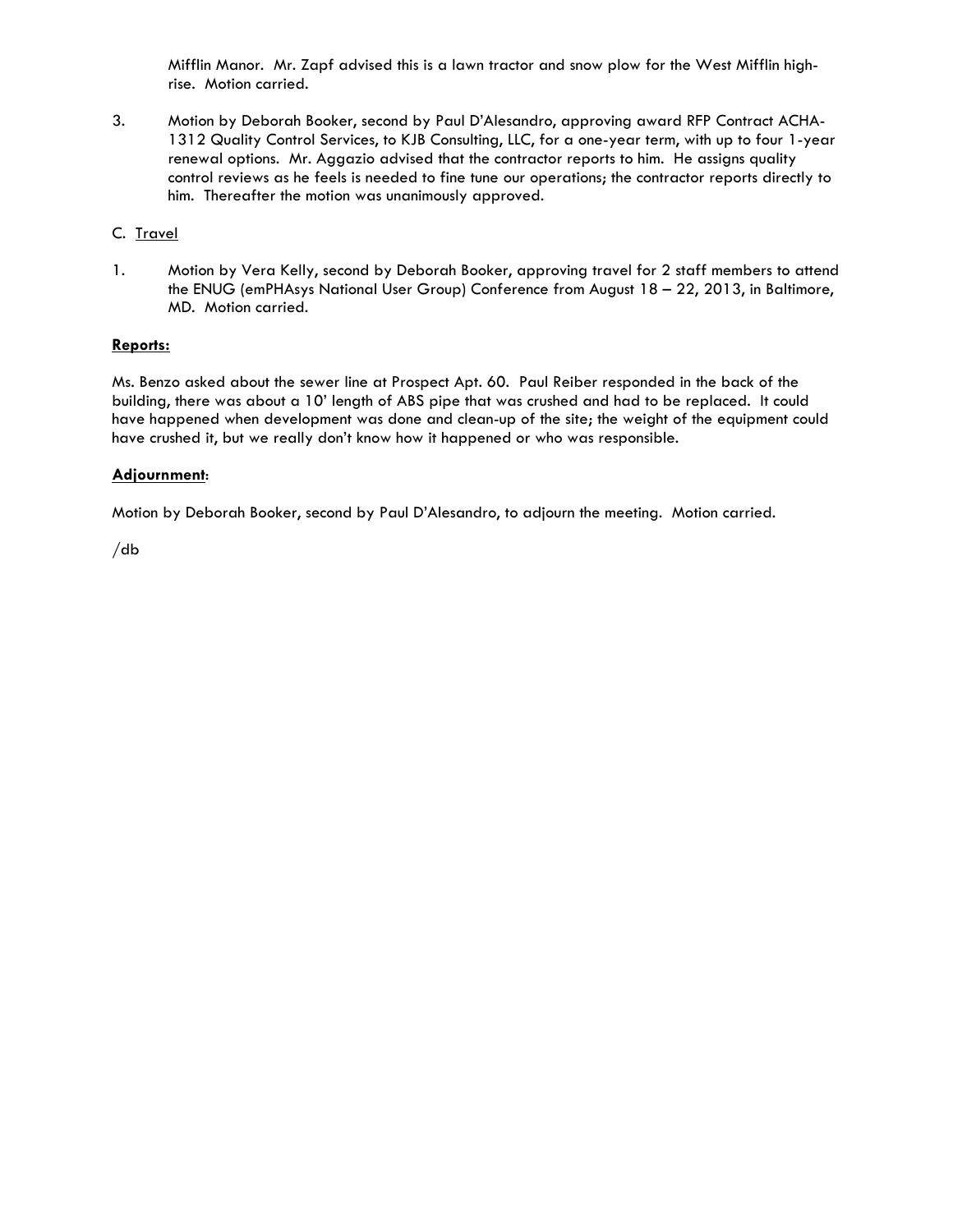Mifflin Manor. Mr. Zapf advised this is a lawn tractor and snow plow for the West Mifflin high-rise. Motion carried.

3. Motion by Deborah Booker, second by Paul D'Alesandro, approving award RFP Contract ACHA-1312 Quality Control Services, to KJB Consulting, LLC, for a one-year term, with up to four 1-year renewal options. Mr. Aggazio advised that the contractor reports to him. He assigns quality control reviews as he feels is needed to fine tune our operations; the contractor reports directly to him. Thereafter the motion was unanimously approved.

C. Travel

1. Motion by Vera Kelly, second by Deborah Booker, approving travel for 2 staff members to attend the ENUG (emPHAsys National User Group) Conference from August 18 – 22, 2013, in Baltimore, MD. Motion carried.

**Reports:**

Ms. Benzo asked about the sewer line at Prospect Apt. 60. Paul Reiber responded in the back of the building, there was about a 10' length of ABS pipe that was crushed and had to be replaced. It could have happened when development was done and clean-up of the site; the weight of the equipment could have crushed it, but we really don't know how it happened or who was responsible.

**Adjournment:**

Motion by Deborah Booker, second by Paul D'Alesandro, to adjourn the meeting. Motion carried.

/db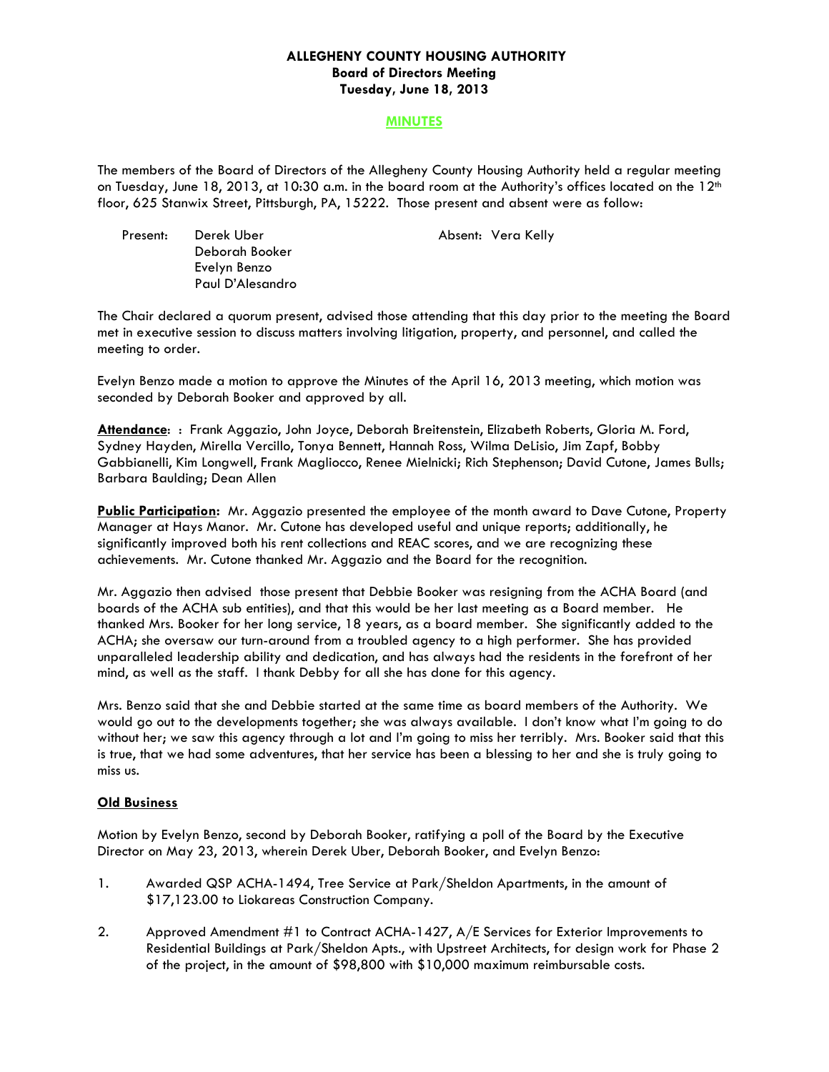**ALLEGHENY COUNTY HOUSING AUTHORITY**
**Board of Directors Meeting**
**Tuesday, June 18, 2013**

**MINUTES**

The members of the Board of Directors of the Allegheny County Housing Authority held a regular meeting on Tuesday, June 18, 2013, at 10:30 a.m. in the board room at the Authority's offices located on the 12th floor, 625 Stanwix Street, Pittsburgh, PA, 15222. Those present and absent were as follow:

Present: Derek Uber
Deborah Booker
Evelyn Benzo
Paul D'Alesandro

Absent: Vera Kelly

The Chair declared a quorum present, advised those attending that this day prior to the meeting the Board met in executive session to discuss matters involving litigation, property, and personnel, and called the meeting to order.

Evelyn Benzo made a motion to approve the Minutes of the April 16, 2013 meeting, which motion was seconded by Deborah Booker and approved by all.

**Attendance**: : Frank Aggazio, John Joyce, Deborah Breitenstein, Elizabeth Roberts, Gloria M. Ford, Sydney Hayden, Mirella Vercillo, Tonya Bennett, Hannah Ross, Wilma DeLisio, Jim Zapf, Bobby Gabbianelli, Kim Longwell, Frank Magliocco, Renee Mielnicki; Rich Stephenson; David Cutone, James Bulls; Barbara Baulding; Dean Allen

**Public Participation:** Mr. Aggazio presented the employee of the month award to Dave Cutone, Property Manager at Hays Manor. Mr. Cutone has developed useful and unique reports; additionally, he significantly improved both his rent collections and REAC scores, and we are recognizing these achievements. Mr. Cutone thanked Mr. Aggazio and the Board for the recognition.

Mr. Aggazio then advised those present that Debbie Booker was resigning from the ACHA Board (and boards of the ACHA sub entities), and that this would be her last meeting as a Board member. He thanked Mrs. Booker for her long service, 18 years, as a board member. She significantly added to the ACHA; she oversaw our turn-around from a troubled agency to a high performer. She has provided unparalleled leadership ability and dedication, and has always had the residents in the forefront of her mind, as well as the staff. I thank Debby for all she has done for this agency.

Mrs. Benzo said that she and Debbie started at the same time as board members of the Authority. We would go out to the developments together; she was always available. I don't know what I'm going to do without her; we saw this agency through a lot and I'm going to miss her terribly. Mrs. Booker said that this is true, that we had some adventures, that her service has been a blessing to her and she is truly going to miss us.

**Old Business**

Motion by Evelyn Benzo, second by Deborah Booker, ratifying a poll of the Board by the Executive Director on May 23, 2013, wherein Derek Uber, Deborah Booker, and Evelyn Benzo:

1. Awarded QSP ACHA-1494, Tree Service at Park/Sheldon Apartments, in the amount of $17,123.00 to Liokareas Construction Company.

2. Approved Amendment #1 to Contract ACHA-1427, A/E Services for Exterior Improvements to Residential Buildings at Park/Sheldon Apts., with Upstreet Architects, for design work for Phase 2 of the project, in the amount of $98,800 with $10,000 maximum reimbursable costs.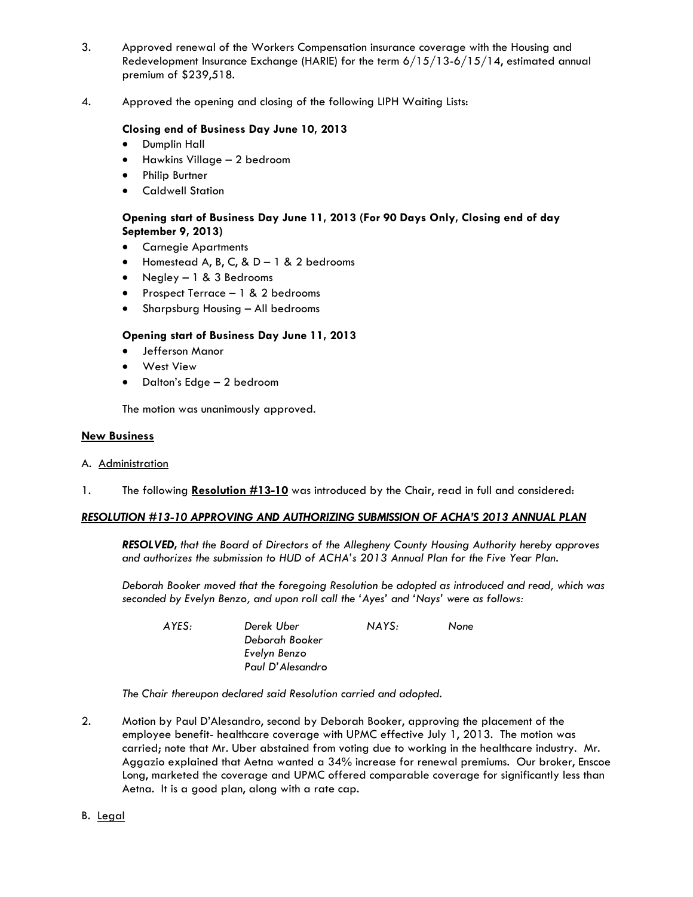3. Approved renewal of the Workers Compensation insurance coverage with the Housing and Redevelopment Insurance Exchange (HARIE) for the term 6/15/13-6/15/14, estimated annual premium of $239,518.

4. Approved the opening and closing of the following LIPH Waiting Lists:

   **Closing end of Business Day June 10, 2013**
   - Dumplin Hall
   - Hawkins Village – 2 bedroom
   - Philip Burtner
   - Caldwell Station

   **Opening start of Business Day June 11, 2013 (For 90 Days Only, Closing end of day September 9, 2013)**
   - Carnegie Apartments
   - Homestead A, B, C, & D – 1 & 2 bedrooms
   - Negley – 1 & 3 Bedrooms
   - Prospect Terrace – 1 & 2 bedrooms
   - Sharpsburg Housing – All bedrooms

   **Opening start of Business Day June 11, 2013**
   - Jefferson Manor
   - West View
   - Dalton's Edge – 2 bedroom

   The motion was unanimously approved.

**New Business**

A. Administration

1. The following **Resolution #13-10** was introduced by the Chair, read in full and considered:

***RESOLUTION #13-10 APPROVING AND AUTHORIZING SUBMISSION OF ACHA'S 2013 ANNUAL PLAN***

*__RESOLVED__, that the Board of Directors of the Allegheny County Housing Authority hereby approves and authorizes the submission to HUD of ACHA's 2013 Annual Plan for the Five Year Plan.*

*Deborah Booker moved that the foregoing Resolution be adopted as introduced and read, which was seconded by Evelyn Benzo, and upon roll call the 'Ayes' and 'Nays' were as follows:*

| *AYES:* | *Derek Uber* | *NAYS:* | *None* |
|---|---|---|---|
| | *Deborah Booker* | | |
| | *Evelyn Benzo* | | |
| | *Paul D'Alesandro* | | |

*The Chair thereupon declared said Resolution carried and adopted.*

2. Motion by Paul D'Alesandro, second by Deborah Booker, approving the placement of the employee benefit- healthcare coverage with UPMC effective July 1, 2013. The motion was carried; note that Mr. Uber abstained from voting due to working in the healthcare industry. Mr. Aggazio explained that Aetna wanted a 34% increase for renewal premiums. Our broker, Enscoe Long, marketed the coverage and UPMC offered comparable coverage for significantly less than Aetna. It is a good plan, along with a rate cap.

B. Legal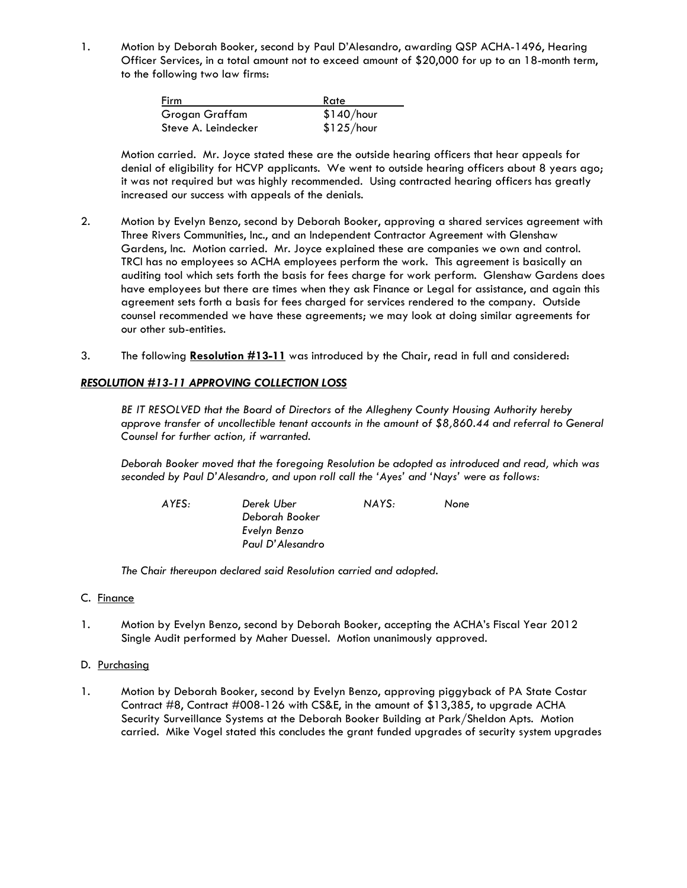1. Motion by Deborah Booker, second by Paul D'Alesandro, awarding QSP ACHA-1496, Hearing Officer Services, in a total amount not to exceed amount of $20,000 for up to an 18-month term, to the following two law firms:

| Firm | Rate |
|---|---|
| Grogan Graffam | $140/hour |
| Steve A. Leindecker | $125/hour |

Motion carried. Mr. Joyce stated these are the outside hearing officers that hear appeals for denial of eligibility for HCVP applicants. We went to outside hearing officers about 8 years ago; it was not required but was highly recommended. Using contracted hearing officers has greatly increased our success with appeals of the denials.

2. Motion by Evelyn Benzo, second by Deborah Booker, approving a shared services agreement with Three Rivers Communities, Inc., and an Independent Contractor Agreement with Glenshaw Gardens, Inc. Motion carried. Mr. Joyce explained these are companies we own and control. TRCI has no employees so ACHA employees perform the work. This agreement is basically an auditing tool which sets forth the basis for fees charge for work perform. Glenshaw Gardens does have employees but there are times when they ask Finance or Legal for assistance, and again this agreement sets forth a basis for fees charged for services rendered to the company. Outside counsel recommended we have these agreements; we may look at doing similar agreements for our other sub-entities.

3. The following **Resolution #13-11** was introduced by the Chair, read in full and considered:

***RESOLUTION #13-11 APPROVING COLLECTION LOSS***

*BE IT RESOLVED that the Board of Directors of the Allegheny County Housing Authority hereby approve transfer of uncollectible tenant accounts in the amount of $8,860.44 and referral to General Counsel for further action, if warranted.*

*Deborah Booker moved that the foregoing Resolution be adopted as introduced and read, which was seconded by Paul D'Alesandro, and upon roll call the 'Ayes' and 'Nays' were as follows:*

| *AYES:* | *Derek Uber* | *NAYS:* | *None* |
|---|---|---|---|
| | *Deborah Booker* | | |
| | *Evelyn Benzo* | | |
| | *Paul D'Alesandro* | | |

*The Chair thereupon declared said Resolution carried and adopted.*

C. Finance

1. Motion by Evelyn Benzo, second by Deborah Booker, accepting the ACHA's Fiscal Year 2012 Single Audit performed by Maher Duessel. Motion unanimously approved.

D. Purchasing

1. Motion by Deborah Booker, second by Evelyn Benzo, approving piggyback of PA State Costar Contract #8, Contract #008-126 with CS&E, in the amount of $13,385, to upgrade ACHA Security Surveillance Systems at the Deborah Booker Building at Park/Sheldon Apts. Motion carried. Mike Vogel stated this concludes the grant funded upgrades of security system upgrades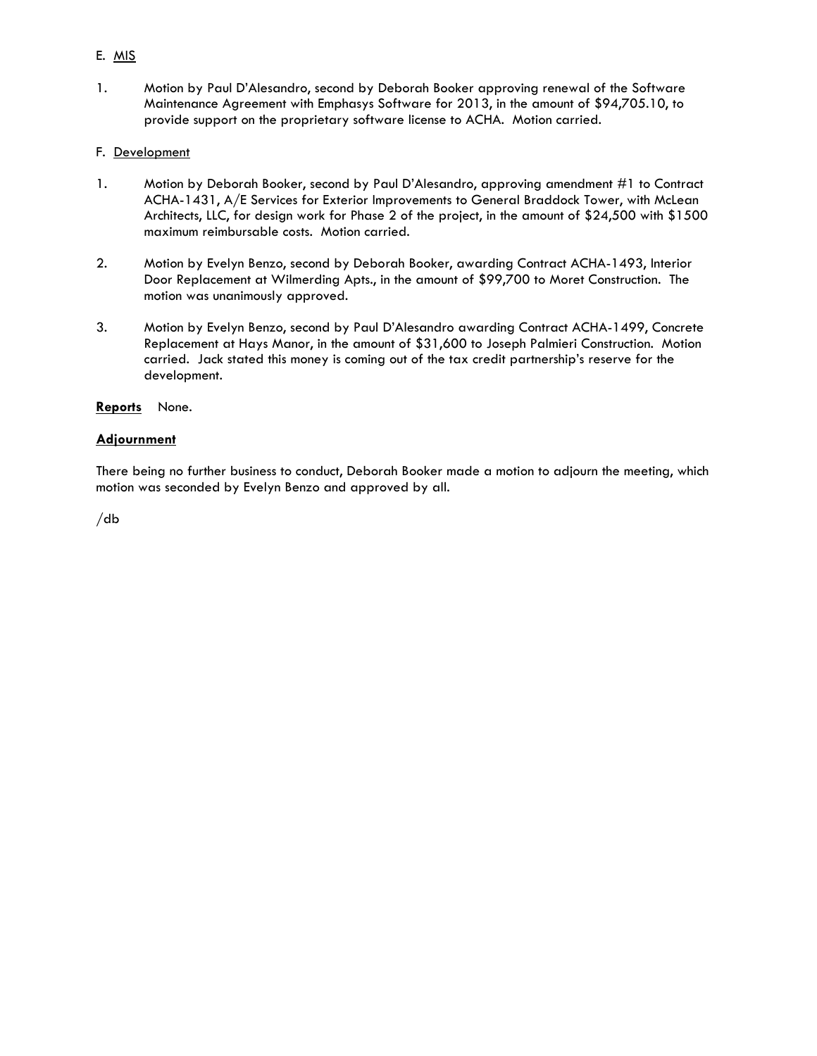E. <u>MIS</u>

1. Motion by Paul D'Alesandro, second by Deborah Booker approving renewal of the Software Maintenance Agreement with Emphasys Software for 2013, in the amount of $94,705.10, to provide support on the proprietary software license to ACHA. Motion carried.

F. <u>Development</u>

1. Motion by Deborah Booker, second by Paul D'Alesandro, approving amendment #1 to Contract ACHA-1431, A/E Services for Exterior Improvements to General Braddock Tower, with McLean Architects, LLC, for design work for Phase 2 of the project, in the amount of $24,500 with $1500 maximum reimbursable costs. Motion carried.

2. Motion by Evelyn Benzo, second by Deborah Booker, awarding Contract ACHA-1493, Interior Door Replacement at Wilmerding Apts., in the amount of $99,700 to Moret Construction. The motion was unanimously approved.

3. Motion by Evelyn Benzo, second by Paul D'Alesandro awarding Contract ACHA-1499, Concrete Replacement at Hays Manor, in the amount of $31,600 to Joseph Palmieri Construction. Motion carried. Jack stated this money is coming out of the tax credit partnership's reserve for the development.

**<u>Reports</u>** None.

**<u>Adjournment</u>**

There being no further business to conduct, Deborah Booker made a motion to adjourn the meeting, which motion was seconded by Evelyn Benzo and approved by all.

/db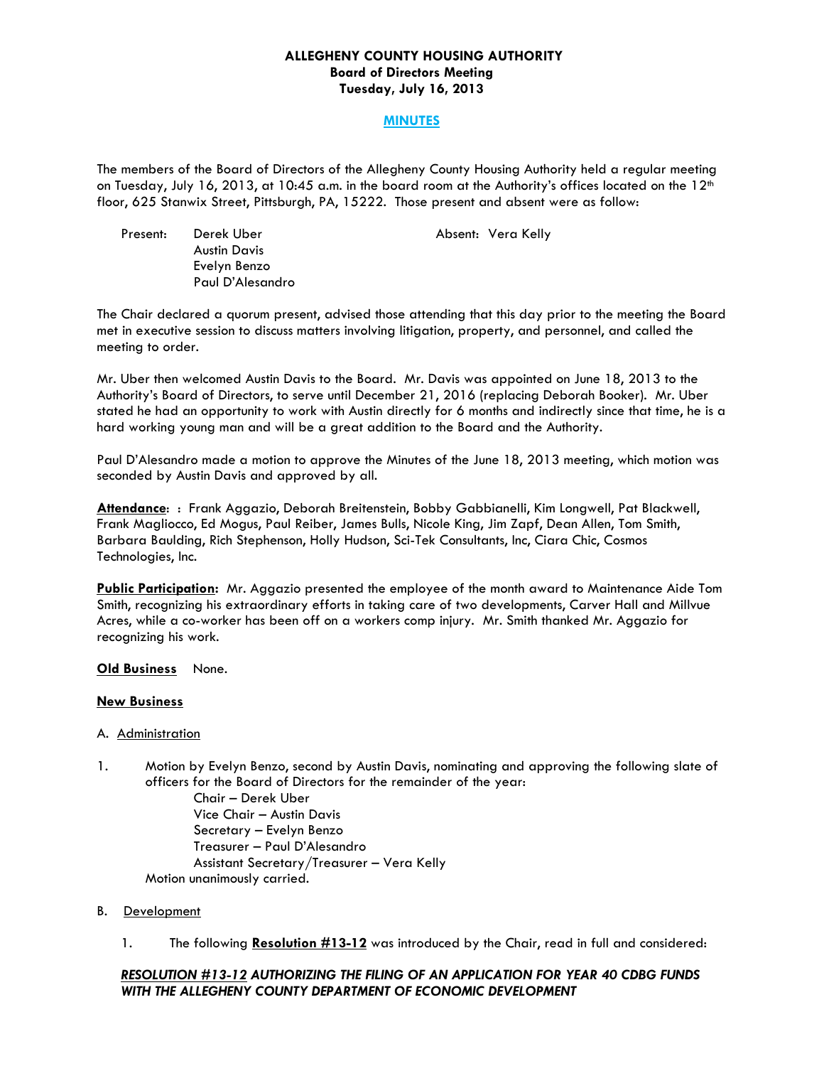**ALLEGHENY COUNTY HOUSING AUTHORITY**
**Board of Directors Meeting**
**Tuesday, July 16, 2013**

**MINUTES**

The members of the Board of Directors of the Allegheny County Housing Authority held a regular meeting on Tuesday, July 16, 2013, at 10:45 a.m. in the board room at the Authority's offices located on the 12th floor, 625 Stanwix Street, Pittsburgh, PA, 15222. Those present and absent were as follow:

Present: Derek Uber
Austin Davis
Evelyn Benzo
Paul D'Alesandro

Absent: Vera Kelly

The Chair declared a quorum present, advised those attending that this day prior to the meeting the Board met in executive session to discuss matters involving litigation, property, and personnel, and called the meeting to order.

Mr. Uber then welcomed Austin Davis to the Board. Mr. Davis was appointed on June 18, 2013 to the Authority's Board of Directors, to serve until December 21, 2016 (replacing Deborah Booker). Mr. Uber stated he had an opportunity to work with Austin directly for 6 months and indirectly since that time, he is a hard working young man and will be a great addition to the Board and the Authority.

Paul D'Alesandro made a motion to approve the Minutes of the June 18, 2013 meeting, which motion was seconded by Austin Davis and approved by all.

**Attendance**: : Frank Aggazio, Deborah Breitenstein, Bobby Gabbianelli, Kim Longwell, Pat Blackwell, Frank Magliocco, Ed Mogus, Paul Reiber, James Bulls, Nicole King, Jim Zapf, Dean Allen, Tom Smith, Barbara Baulding, Rich Stephenson, Holly Hudson, Sci-Tek Consultants, Inc, Ciara Chic, Cosmos Technologies, Inc.

**Public Participation:** Mr. Aggazio presented the employee of the month award to Maintenance Aide Tom Smith, recognizing his extraordinary efforts in taking care of two developments, Carver Hall and Millvue Acres, while a co-worker has been off on a workers comp injury. Mr. Smith thanked Mr. Aggazio for recognizing his work.

**Old Business** None.

**New Business**

A. Administration

1. Motion by Evelyn Benzo, second by Austin Davis, nominating and approving the following slate of officers for the Board of Directors for the remainder of the year:
   Chair – Derek Uber
   Vice Chair – Austin Davis
   Secretary – Evelyn Benzo
   Treasurer – Paul D'Alesandro
   Assistant Secretary/Treasurer – Vera Kelly
   Motion unanimously carried.

B. Development

1. The following **Resolution #13-12** was introduced by the Chair, read in full and considered:

***RESOLUTION #13-12 AUTHORIZING THE FILING OF AN APPLICATION FOR YEAR 40 CDBG FUNDS WITH THE ALLEGHENY COUNTY DEPARTMENT OF ECONOMIC DEVELOPMENT***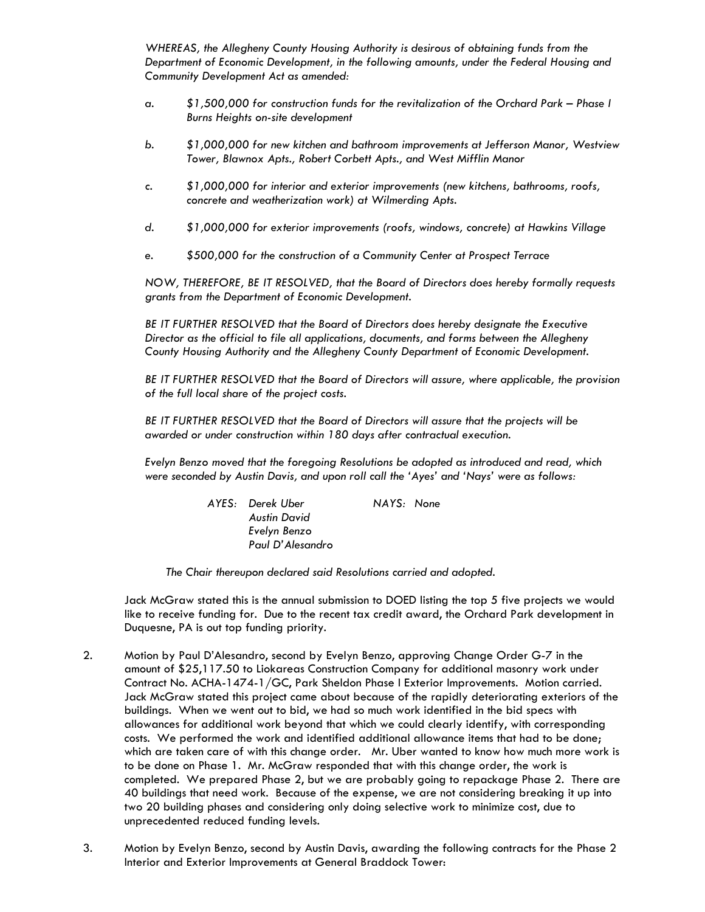*WHEREAS, the Allegheny County Housing Authority is desirous of obtaining funds from the Department of Economic Development, in the following amounts, under the Federal Housing and Community Development Act as amended:*

*a. $1,500,000 for construction funds for the revitalization of the Orchard Park – Phase I Burns Heights on-site development*

*b. $1,000,000 for new kitchen and bathroom improvements at Jefferson Manor, Westview Tower, Blawnox Apts., Robert Corbett Apts., and West Mifflin Manor*

*c. $1,000,000 for interior and exterior improvements (new kitchens, bathrooms, roofs, concrete and weatherization work) at Wilmerding Apts.*

*d. $1,000,000 for exterior improvements (roofs, windows, concrete) at Hawkins Village*

*e. $500,000 for the construction of a Community Center at Prospect Terrace*

*NOW, THEREFORE, BE IT RESOLVED, that the Board of Directors does hereby formally requests grants from the Department of Economic Development.*

*BE IT FURTHER RESOLVED that the Board of Directors does hereby designate the Executive Director as the official to file all applications, documents, and forms between the Allegheny County Housing Authority and the Allegheny County Department of Economic Development.*

*BE IT FURTHER RESOLVED that the Board of Directors will assure, where applicable, the provision of the full local share of the project costs.*

*BE IT FURTHER RESOLVED that the Board of Directors will assure that the projects will be awarded or under construction within 180 days after contractual execution.*

*Evelyn Benzo moved that the foregoing Resolutions be adopted as introduced and read, which were seconded by Austin Davis, and upon roll call the 'Ayes' and 'Nays' were as follows:*

*AYES: Derek Uber*
*Austin David*
*Evelyn Benzo*
*Paul D'Alesandro*

*NAYS: None*

*The Chair thereupon declared said Resolutions carried and adopted.*

Jack McGraw stated this is the annual submission to DOED listing the top 5 five projects we would like to receive funding for. Due to the recent tax credit award, the Orchard Park development in Duquesne, PA is out top funding priority.

2. Motion by Paul D'Alesandro, second by Evelyn Benzo, approving Change Order G-7 in the amount of $25,117.50 to Liokareas Construction Company for additional masonry work under Contract No. ACHA-1474-1/GC, Park Sheldon Phase I Exterior Improvements. Motion carried. Jack McGraw stated this project came about because of the rapidly deteriorating exteriors of the buildings. When we went out to bid, we had so much work identified in the bid specs with allowances for additional work beyond that which we could clearly identify, with corresponding costs. We performed the work and identified additional allowance items that had to be done; which are taken care of with this change order. Mr. Uber wanted to know how much more work is to be done on Phase 1. Mr. McGraw responded that with this change order, the work is completed. We prepared Phase 2, but we are probably going to repackage Phase 2. There are 40 buildings that need work. Because of the expense, we are not considering breaking it up into two 20 building phases and considering only doing selective work to minimize cost, due to unprecedented reduced funding levels.

3. Motion by Evelyn Benzo, second by Austin Davis, awarding the following contracts for the Phase 2 Interior and Exterior Improvements at General Braddock Tower: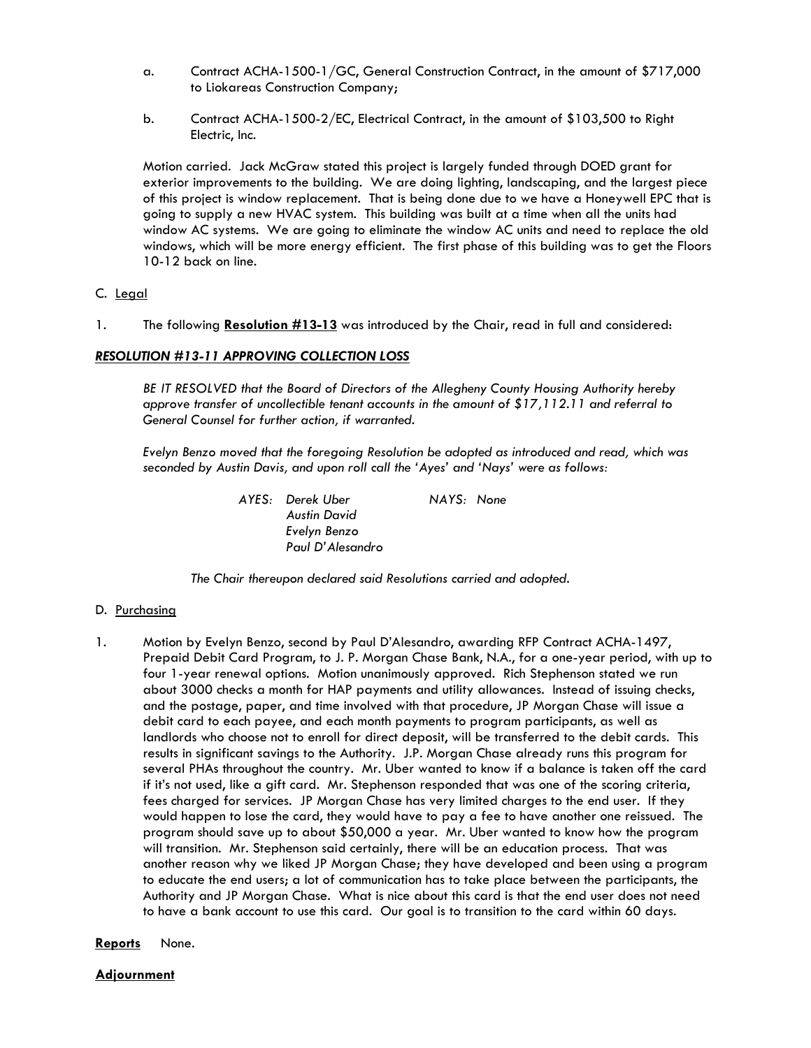a. Contract ACHA-1500-1/GC, General Construction Contract, in the amount of $717,000 to Liokareas Construction Company;

b. Contract ACHA-1500-2/EC, Electrical Contract, in the amount of $103,500 to Right Electric, Inc.

Motion carried. Jack McGraw stated this project is largely funded through DOED grant for exterior improvements to the building. We are doing lighting, landscaping, and the largest piece of this project is window replacement. That is being done due to we have a Honeywell EPC that is going to supply a new HVAC system. This building was built at a time when all the units had window AC systems. We are going to eliminate the window AC units and need to replace the old windows, which will be more energy efficient. The first phase of this building was to get the Floors 10-12 back on line.

C. <u>Legal</u>

1. The following **<u>Resolution #13-13</u>** was introduced by the Chair, read in full and considered:

***<u>RESOLUTION #13-11 APPROVING COLLECTION LOSS</u>***

*BE IT RESOLVED that the Board of Directors of the Allegheny County Housing Authority hereby approve transfer of uncollectible tenant accounts in the amount of $17,112.11 and referral to General Counsel for further action, if warranted.*

*Evelyn Benzo moved that the foregoing Resolution be adopted as introduced and read, which was seconded by Austin Davis, and upon roll call the 'Ayes' and 'Nays' were as follows:*

*AYES: Derek Uber*
*Austin David*
*Evelyn Benzo*
*Paul D'Alesandro*

*NAYS: None*

*The Chair thereupon declared said Resolutions carried and adopted.*

D. <u>Purchasing</u>

1. Motion by Evelyn Benzo, second by Paul D'Alesandro, awarding RFP Contract ACHA-1497, Prepaid Debit Card Program, to J. P. Morgan Chase Bank, N.A., for a one-year period, with up to four 1-year renewal options. Motion unanimously approved. Rich Stephenson stated we run about 3000 checks a month for HAP payments and utility allowances. Instead of issuing checks, and the postage, paper, and time involved with that procedure, JP Morgan Chase will issue a debit card to each payee, and each month payments to program participants, as well as landlords who choose not to enroll for direct deposit, will be transferred to the debit cards. This results in significant savings to the Authority. J.P. Morgan Chase already runs this program for several PHAs throughout the country. Mr. Uber wanted to know if a balance is taken off the card if it's not used, like a gift card. Mr. Stephenson responded that was one of the scoring criteria, fees charged for services. JP Morgan Chase has very limited charges to the end user. If they would happen to lose the card, they would have to pay a fee to have another one reissued. The program should save up to about $50,000 a year. Mr. Uber wanted to know how the program will transition. Mr. Stephenson said certainly, there will be an education process. That was another reason why we liked JP Morgan Chase; they have developed and been using a program to educate the end users; a lot of communication has to take place between the participants, the Authority and JP Morgan Chase. What is nice about this card is that the end user does not need to have a bank account to use this card. Our goal is to transition to the card within 60 days.

**<u>Reports</u>** None.

**<u>Adjournment</u>**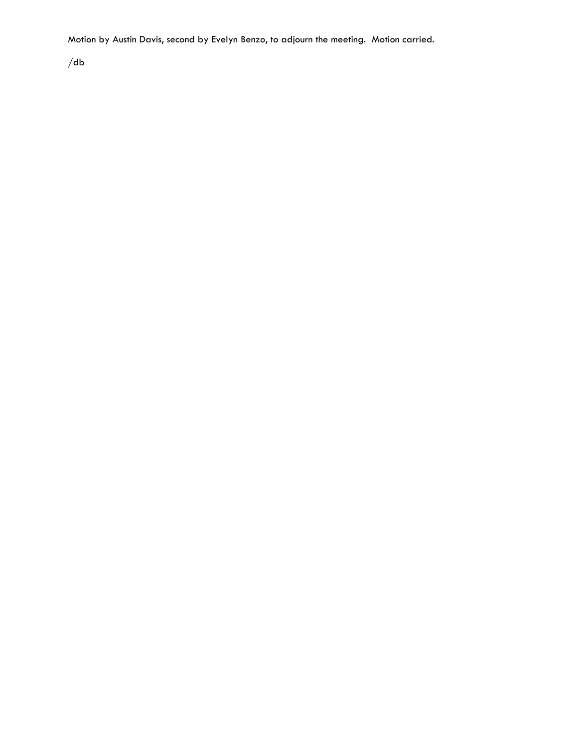Motion by Austin Davis, second by Evelyn Benzo, to adjourn the meeting.  Motion carried.

/db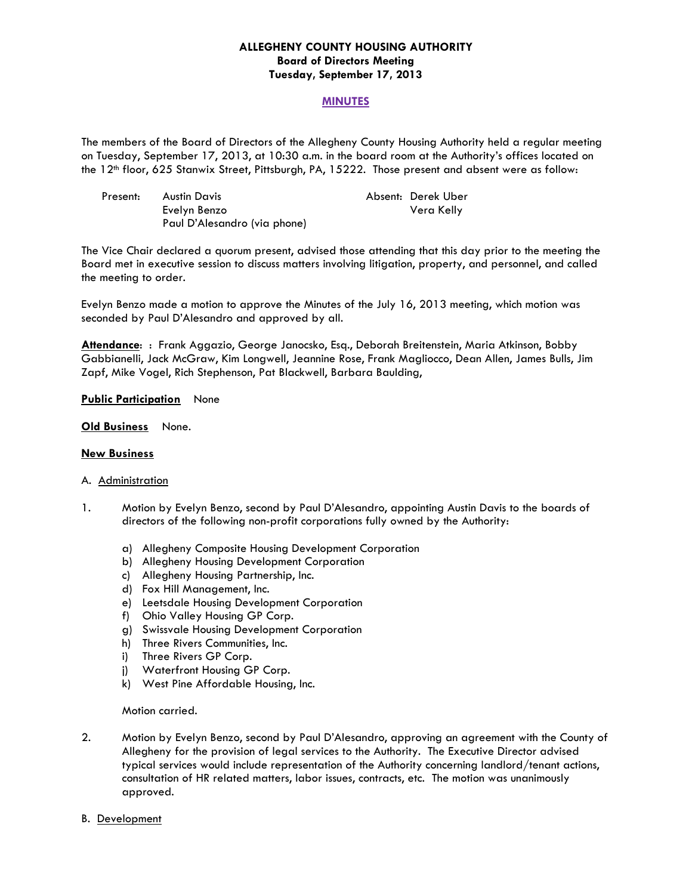**ALLEGHENY COUNTY HOUSING AUTHORITY**
**Board of Directors Meeting**
**Tuesday, September 17, 2013**

**MINUTES**

The members of the Board of Directors of the Allegheny County Housing Authority held a regular meeting on Tuesday, September 17, 2013, at 10:30 a.m. in the board room at the Authority's offices located on the 12th floor, 625 Stanwix Street, Pittsburgh, PA, 15222. Those present and absent were as follow:

| Present: | Austin Davis | Absent: | Derek Uber |
|---|---|---|---|
| | Evelyn Benzo | | Vera Kelly |
| | Paul D'Alesandro (via phone) | | |

The Vice Chair declared a quorum present, advised those attending that this day prior to the meeting the Board met in executive session to discuss matters involving litigation, property, and personnel, and called the meeting to order.

Evelyn Benzo made a motion to approve the Minutes of the July 16, 2013 meeting, which motion was seconded by Paul D'Alesandro and approved by all.

**Attendance**: : Frank Aggazio, George Janocsko, Esq., Deborah Breitenstein, Maria Atkinson, Bobby Gabbianelli, Jack McGraw, Kim Longwell, Jeannine Rose, Frank Magliocco, Dean Allen, James Bulls, Jim Zapf, Mike Vogel, Rich Stephenson, Pat Blackwell, Barbara Baulding,

**Public Participation** None

**Old Business** None.

**New Business**

A. Administration

1. Motion by Evelyn Benzo, second by Paul D'Alesandro, appointing Austin Davis to the boards of directors of the following non-profit corporations fully owned by the Authority:

   a) Allegheny Composite Housing Development Corporation
   b) Allegheny Housing Development Corporation
   c) Allegheny Housing Partnership, Inc.
   d) Fox Hill Management, Inc.
   e) Leetsdale Housing Development Corporation
   f) Ohio Valley Housing GP Corp.
   g) Swissvale Housing Development Corporation
   h) Three Rivers Communities, Inc.
   i) Three Rivers GP Corp.
   j) Waterfront Housing GP Corp.
   k) West Pine Affordable Housing, Inc.

   Motion carried.

2. Motion by Evelyn Benzo, second by Paul D'Alesandro, approving an agreement with the County of Allegheny for the provision of legal services to the Authority. The Executive Director advised typical services would include representation of the Authority concerning landlord/tenant actions, consultation of HR related matters, labor issues, contracts, etc. The motion was unanimously approved.

B. Development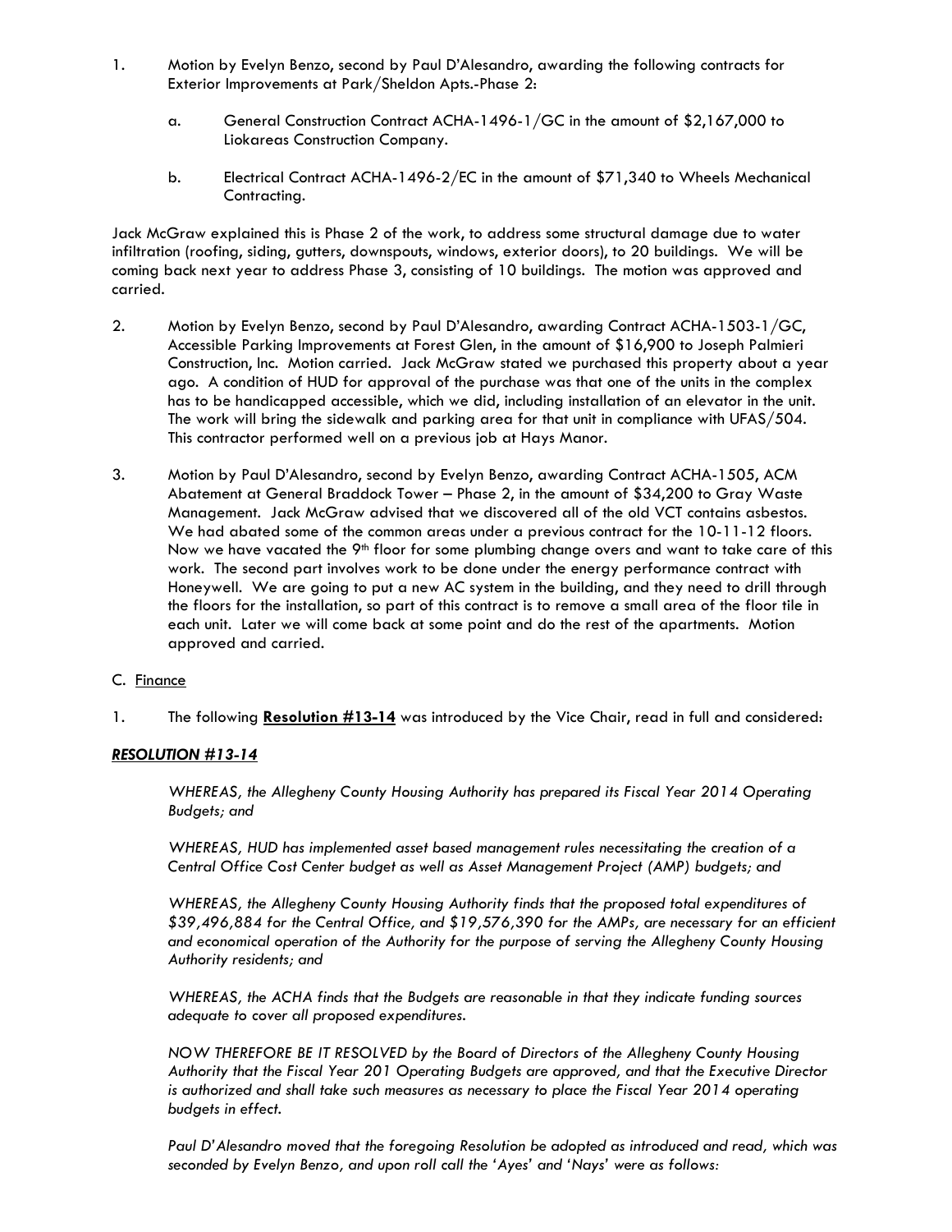1. Motion by Evelyn Benzo, second by Paul D'Alesandro, awarding the following contracts for Exterior Improvements at Park/Sheldon Apts.-Phase 2:

   a. General Construction Contract ACHA-1496-1/GC in the amount of $2,167,000 to Liokareas Construction Company.

   b. Electrical Contract ACHA-1496-2/EC in the amount of $71,340 to Wheels Mechanical Contracting.

Jack McGraw explained this is Phase 2 of the work, to address some structural damage due to water infiltration (roofing, siding, gutters, downspouts, windows, exterior doors), to 20 buildings. We will be coming back next year to address Phase 3, consisting of 10 buildings. The motion was approved and carried.

2. Motion by Evelyn Benzo, second by Paul D'Alesandro, awarding Contract ACHA-1503-1/GC, Accessible Parking Improvements at Forest Glen, in the amount of $16,900 to Joseph Palmieri Construction, Inc. Motion carried. Jack McGraw stated we purchased this property about a year ago. A condition of HUD for approval of the purchase was that one of the units in the complex has to be handicapped accessible, which we did, including installation of an elevator in the unit. The work will bring the sidewalk and parking area for that unit in compliance with UFAS/504. This contractor performed well on a previous job at Hays Manor.

3. Motion by Paul D'Alesandro, second by Evelyn Benzo, awarding Contract ACHA-1505, ACM Abatement at General Braddock Tower – Phase 2, in the amount of $34,200 to Gray Waste Management. Jack McGraw advised that we discovered all of the old VCT contains asbestos. We had abated some of the common areas under a previous contract for the 10-11-12 floors. Now we have vacated the 9th floor for some plumbing change overs and want to take care of this work. The second part involves work to be done under the energy performance contract with Honeywell. We are going to put a new AC system in the building, and they need to drill through the floors for the installation, so part of this contract is to remove a small area of the floor tile in each unit. Later we will come back at some point and do the rest of the apartments. Motion approved and carried.

C. Finance

1. The following **Resolution #13-14** was introduced by the Vice Chair, read in full and considered:

***RESOLUTION #13-14***

*WHEREAS, the Allegheny County Housing Authority has prepared its Fiscal Year 2014 Operating Budgets; and*

*WHEREAS, HUD has implemented asset based management rules necessitating the creation of a Central Office Cost Center budget as well as Asset Management Project (AMP) budgets; and*

*WHEREAS, the Allegheny County Housing Authority finds that the proposed total expenditures of $39,496,884 for the Central Office, and $19,576,390 for the AMPs, are necessary for an efficient and economical operation of the Authority for the purpose of serving the Allegheny County Housing Authority residents; and*

*WHEREAS, the ACHA finds that the Budgets are reasonable in that they indicate funding sources adequate to cover all proposed expenditures.*

*NOW THEREFORE BE IT RESOLVED by the Board of Directors of the Allegheny County Housing Authority that the Fiscal Year 201 Operating Budgets are approved, and that the Executive Director is authorized and shall take such measures as necessary to place the Fiscal Year 2014 operating budgets in effect.*

*Paul D'Alesandro moved that the foregoing Resolution be adopted as introduced and read, which was seconded by Evelyn Benzo, and upon roll call the 'Ayes' and 'Nays' were as follows:*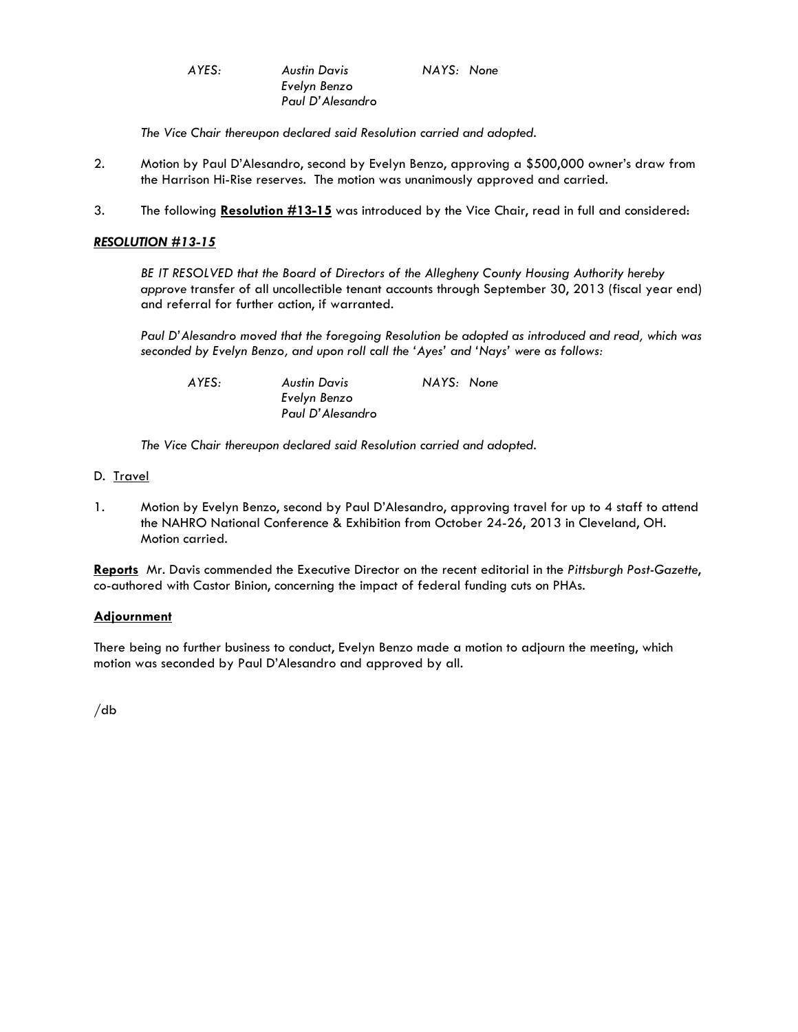*AYES: Austin Davis NAYS: None*
*Evelyn Benzo*
*Paul D'Alesandro*

*The Vice Chair thereupon declared said Resolution carried and adopted.*

2. Motion by Paul D'Alesandro, second by Evelyn Benzo, approving a $500,000 owner's draw from the Harrison Hi-Rise reserves. The motion was unanimously approved and carried.

3. The following **Resolution #13-15** was introduced by the Vice Chair, read in full and considered:

***RESOLUTION #13-15***

*BE IT RESOLVED that the Board of Directors of the Allegheny County Housing Authority hereby approve* transfer of all uncollectible tenant accounts through September 30, 2013 (fiscal year end) and referral for further action, if warranted.

*Paul D'Alesandro moved that the foregoing Resolution be adopted as introduced and read, which was seconded by Evelyn Benzo, and upon roll call the 'Ayes' and 'Nays' were as follows:*

*AYES: Austin Davis NAYS: None*
*Evelyn Benzo*
*Paul D'Alesandro*

*The Vice Chair thereupon declared said Resolution carried and adopted.*

D. Travel

1. Motion by Evelyn Benzo, second by Paul D'Alesandro, approving travel for up to 4 staff to attend the NAHRO National Conference & Exhibition from October 24-26, 2013 in Cleveland, OH. Motion carried.

**Reports** Mr. Davis commended the Executive Director on the recent editorial in the *Pittsburgh Post-Gazette*, co-authored with Castor Binion, concerning the impact of federal funding cuts on PHAs.

**Adjournment**

There being no further business to conduct, Evelyn Benzo made a motion to adjourn the meeting, which motion was seconded by Paul D'Alesandro and approved by all.

/db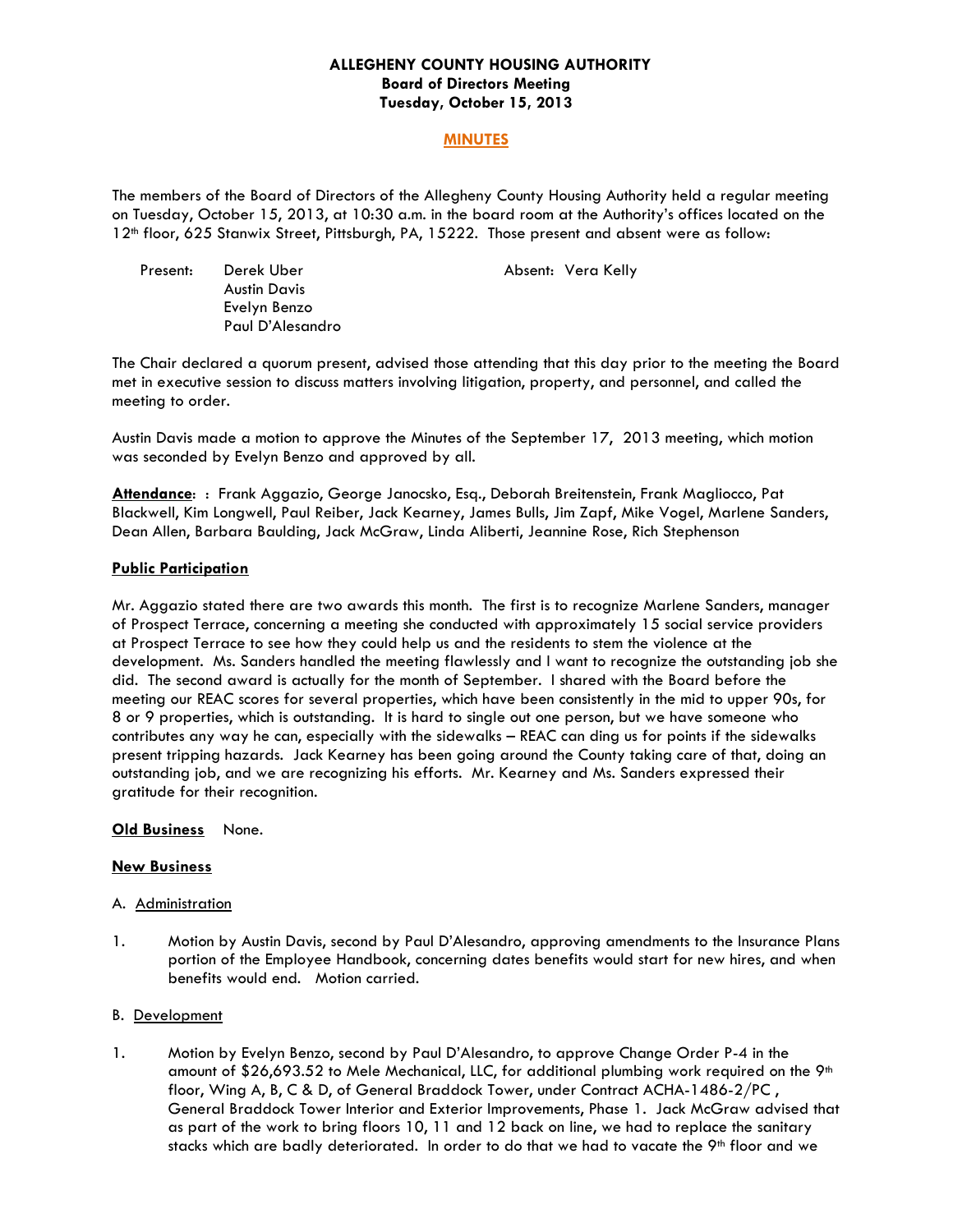**ALLEGHENY COUNTY HOUSING AUTHORITY**
**Board of Directors Meeting**
**Tuesday, October 15, 2013**

**MINUTES**

The members of the Board of Directors of the Allegheny County Housing Authority held a regular meeting on Tuesday, October 15, 2013, at 10:30 a.m. in the board room at the Authority's offices located on the 12th floor, 625 Stanwix Street, Pittsburgh, PA, 15222. Those present and absent were as follow:

Present: Derek Uber
Austin Davis
Evelyn Benzo
Paul D'Alesandro

Absent: Vera Kelly

The Chair declared a quorum present, advised those attending that this day prior to the meeting the Board met in executive session to discuss matters involving litigation, property, and personnel, and called the meeting to order.

Austin Davis made a motion to approve the Minutes of the September 17, 2013 meeting, which motion was seconded by Evelyn Benzo and approved by all.

**Attendance**: : Frank Aggazio, George Janocsko, Esq., Deborah Breitenstein, Frank Magliocco, Pat Blackwell, Kim Longwell, Paul Reiber, Jack Kearney, James Bulls, Jim Zapf, Mike Vogel, Marlene Sanders, Dean Allen, Barbara Baulding, Jack McGraw, Linda Aliberti, Jeannine Rose, Rich Stephenson

**Public Participation**

Mr. Aggazio stated there are two awards this month. The first is to recognize Marlene Sanders, manager of Prospect Terrace, concerning a meeting she conducted with approximately 15 social service providers at Prospect Terrace to see how they could help us and the residents to stem the violence at the development. Ms. Sanders handled the meeting flawlessly and I want to recognize the outstanding job she did. The second award is actually for the month of September. I shared with the Board before the meeting our REAC scores for several properties, which have been consistently in the mid to upper 90s, for 8 or 9 properties, which is outstanding. It is hard to single out one person, but we have someone who contributes any way he can, especially with the sidewalks – REAC can ding us for points if the sidewalks present tripping hazards. Jack Kearney has been going around the County taking care of that, doing an outstanding job, and we are recognizing his efforts. Mr. Kearney and Ms. Sanders expressed their gratitude for their recognition.

**Old Business** None.

**New Business**

A. Administration

1. Motion by Austin Davis, second by Paul D'Alesandro, approving amendments to the Insurance Plans portion of the Employee Handbook, concerning dates benefits would start for new hires, and when benefits would end. Motion carried.

B. Development

1. Motion by Evelyn Benzo, second by Paul D'Alesandro, to approve Change Order P-4 in the amount of $26,693.52 to Mele Mechanical, LLC, for additional plumbing work required on the 9th floor, Wing A, B, C & D, of General Braddock Tower, under Contract ACHA-1486-2/PC , General Braddock Tower Interior and Exterior Improvements, Phase 1. Jack McGraw advised that as part of the work to bring floors 10, 11 and 12 back on line, we had to replace the sanitary stacks which are badly deteriorated. In order to do that we had to vacate the 9th floor and we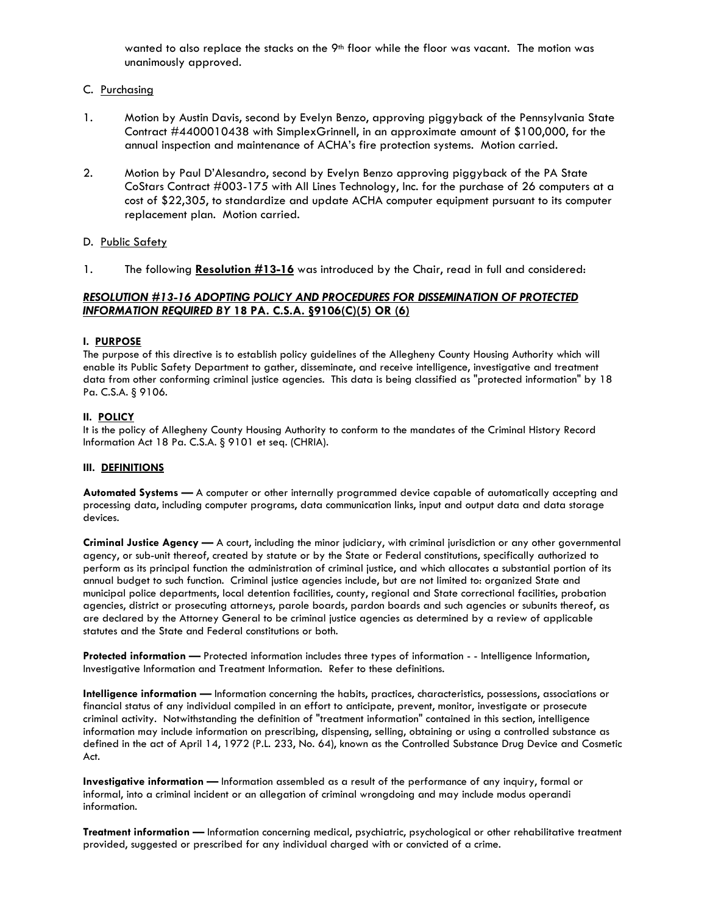wanted to also replace the stacks on the 9th floor while the floor was vacant. The motion was unanimously approved.

C. Purchasing

1. Motion by Austin Davis, second by Evelyn Benzo, approving piggyback of the Pennsylvania State Contract #4400010438 with SimplexGrinnell, in an approximate amount of $100,000, for the annual inspection and maintenance of ACHA's fire protection systems. Motion carried.

2. Motion by Paul D'Alesandro, second by Evelyn Benzo approving piggyback of the PA State CoStars Contract #003-175 with All Lines Technology, Inc. for the purchase of 26 computers at a cost of $22,305, to standardize and update ACHA computer equipment pursuant to its computer replacement plan. Motion carried.

D. Public Safety

1. The following **Resolution #13-16** was introduced by the Chair, read in full and considered:

***RESOLUTION #13-16 ADOPTING POLICY AND PROCEDURES FOR DISSEMINATION OF PROTECTED INFORMATION REQUIRED BY* 18 PA. C.S.A. §9106(C)(5) OR (6)**

**I. PURPOSE**

The purpose of this directive is to establish policy guidelines of the Allegheny County Housing Authority which will enable its Public Safety Department to gather, disseminate, and receive intelligence, investigative and treatment data from other conforming criminal justice agencies. This data is being classified as "protected information" by 18 Pa. C.S.A. § 9106.

**II. POLICY**

It is the policy of Allegheny County Housing Authority to conform to the mandates of the Criminal History Record Information Act 18 Pa. C.S.A. § 9101 et seq. (CHRIA).

**III. DEFINITIONS**

**Automated Systems —** A computer or other internally programmed device capable of automatically accepting and processing data, including computer programs, data communication links, input and output data and data storage devices.

**Criminal Justice Agency —** A court, including the minor judiciary, with criminal jurisdiction or any other governmental agency, or sub-unit thereof, created by statute or by the State or Federal constitutions, specifically authorized to perform as its principal function the administration of criminal justice, and which allocates a substantial portion of its annual budget to such function. Criminal justice agencies include, but are not limited to: organized State and municipal police departments, local detention facilities, county, regional and State correctional facilities, probation agencies, district or prosecuting attorneys, parole boards, pardon boards and such agencies or subunits thereof, as are declared by the Attorney General to be criminal justice agencies as determined by a review of applicable statutes and the State and Federal constitutions or both.

**Protected information —** Protected information includes three types of information - - Intelligence Information, Investigative Information and Treatment Information. Refer to these definitions.

**Intelligence information —** Information concerning the habits, practices, characteristics, possessions, associations or financial status of any individual compiled in an effort to anticipate, prevent, monitor, investigate or prosecute criminal activity. Notwithstanding the definition of "treatment information" contained in this section, intelligence information may include information on prescribing, dispensing, selling, obtaining or using a controlled substance as defined in the act of April 14, 1972 (P.L. 233, No. 64), known as the Controlled Substance Drug Device and Cosmetic Act.

**Investigative information —** Information assembled as a result of the performance of any inquiry, formal or informal, into a criminal incident or an allegation of criminal wrongdoing and may include modus operandi information.

**Treatment information —** Information concerning medical, psychiatric, psychological or other rehabilitative treatment provided, suggested or prescribed for any individual charged with or convicted of a crime.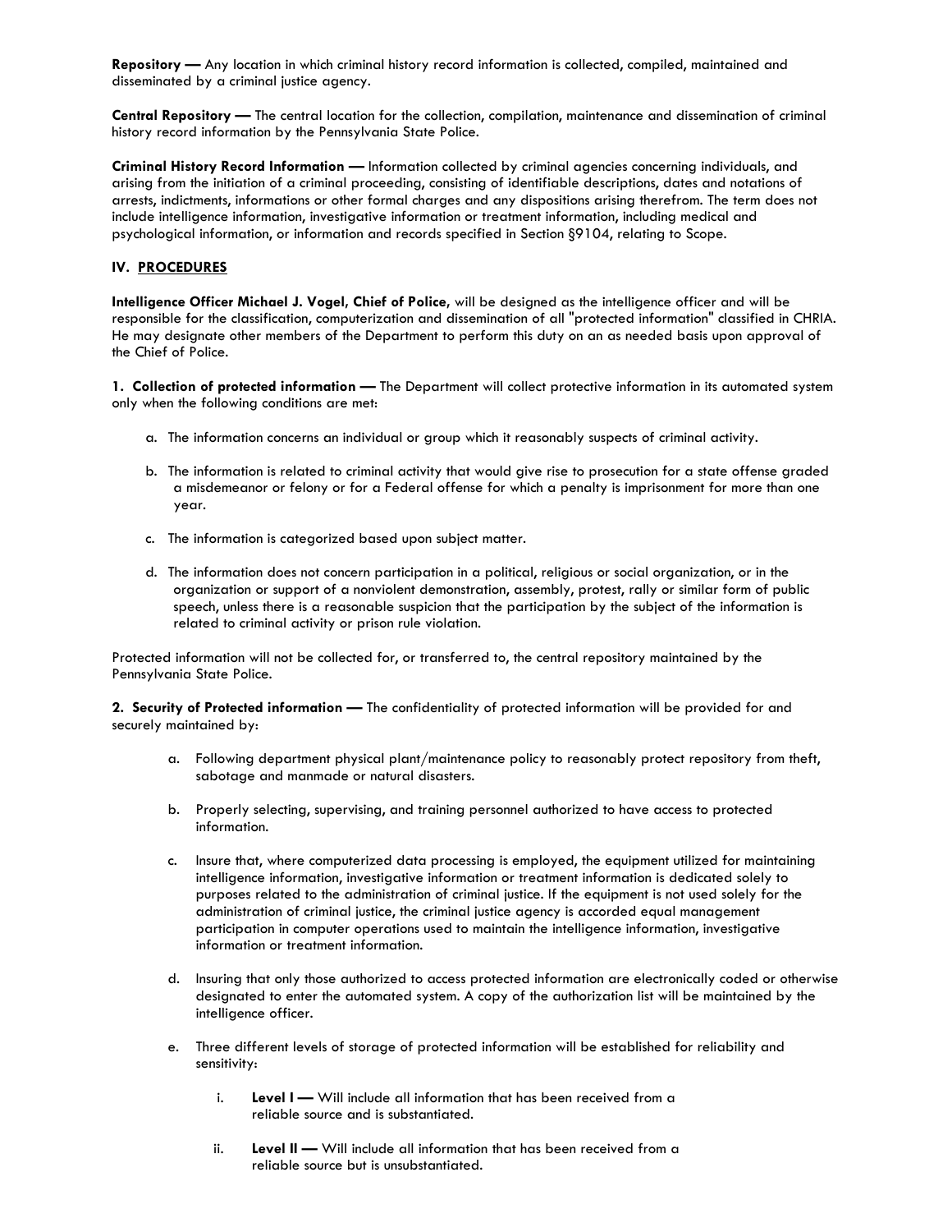**Repository —** Any location in which criminal history record information is collected, compiled, maintained and disseminated by a criminal justice agency.

**Central Repository —** The central location for the collection, compilation, maintenance and dissemination of criminal history record information by the Pennsylvania State Police.

**Criminal History Record Information —** Information collected by criminal agencies concerning individuals, and arising from the initiation of a criminal proceeding, consisting of identifiable descriptions, dates and notations of arrests, indictments, informations or other formal charges and any dispositions arising therefrom. The term does not include intelligence information, investigative information or treatment information, including medical and psychological information, or information and records specified in Section §9104, relating to Scope.

## IV. PROCEDURES

**Intelligence Officer Michael J. Vogel, Chief of Police,** will be designed as the intelligence officer and will be responsible for the classification, computerization and dissemination of all "protected information" classified in CHRIA. He may designate other members of the Department to perform this duty on an as needed basis upon approval of the Chief of Police.

**1. Collection of protected information —** The Department will collect protective information in its automated system only when the following conditions are met:

a. The information concerns an individual or group which it reasonably suspects of criminal activity.

b. The information is related to criminal activity that would give rise to prosecution for a state offense graded a misdemeanor or felony or for a Federal offense for which a penalty is imprisonment for more than one year.

c. The information is categorized based upon subject matter.

d. The information does not concern participation in a political, religious or social organization, or in the organization or support of a nonviolent demonstration, assembly, protest, rally or similar form of public speech, unless there is a reasonable suspicion that the participation by the subject of the information is related to criminal activity or prison rule violation.

Protected information will not be collected for, or transferred to, the central repository maintained by the Pennsylvania State Police.

**2. Security of Protected information —** The confidentiality of protected information will be provided for and securely maintained by:

a. Following department physical plant/maintenance policy to reasonably protect repository from theft, sabotage and manmade or natural disasters.

b. Properly selecting, supervising, and training personnel authorized to have access to protected information.

c. Insure that, where computerized data processing is employed, the equipment utilized for maintaining intelligence information, investigative information or treatment information is dedicated solely to purposes related to the administration of criminal justice. If the equipment is not used solely for the administration of criminal justice, the criminal justice agency is accorded equal management participation in computer operations used to maintain the intelligence information, investigative information or treatment information.

d. Insuring that only those authorized to access protected information are electronically coded or otherwise designated to enter the automated system. A copy of the authorization list will be maintained by the intelligence officer.

e. Three different levels of storage of protected information will be established for reliability and sensitivity:

i. **Level I —** Will include all information that has been received from a reliable source and is substantiated.

ii. **Level II —** Will include all information that has been received from a reliable source but is unsubstantiated.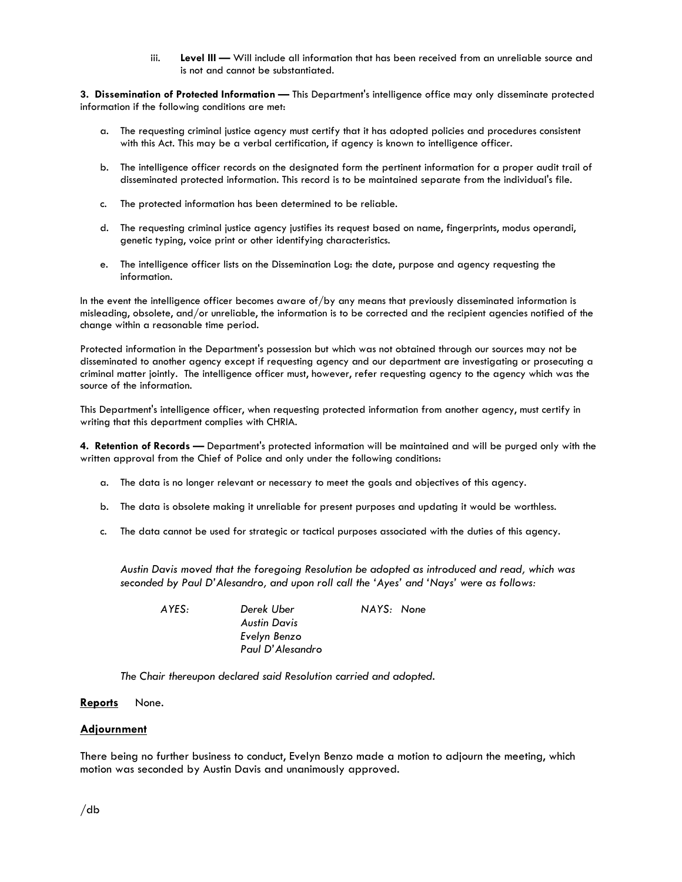iii. **Level III —** Will include all information that has been received from an unreliable source and is not and cannot be substantiated.

**3. Dissemination of Protected Information —** This Department's intelligence office may only disseminate protected information if the following conditions are met:

a. The requesting criminal justice agency must certify that it has adopted policies and procedures consistent with this Act. This may be a verbal certification, if agency is known to intelligence officer.

b. The intelligence officer records on the designated form the pertinent information for a proper audit trail of disseminated protected information. This record is to be maintained separate from the individual's file.

c. The protected information has been determined to be reliable.

d. The requesting criminal justice agency justifies its request based on name, fingerprints, modus operandi, genetic typing, voice print or other identifying characteristics.

e. The intelligence officer lists on the Dissemination Log: the date, purpose and agency requesting the information.

In the event the intelligence officer becomes aware of/by any means that previously disseminated information is misleading, obsolete, and/or unreliable, the information is to be corrected and the recipient agencies notified of the change within a reasonable time period.

Protected information in the Department's possession but which was not obtained through our sources may not be disseminated to another agency except if requesting agency and our department are investigating or prosecuting a criminal matter jointly. The intelligence officer must, however, refer requesting agency to the agency which was the source of the information.

This Department's intelligence officer, when requesting protected information from another agency, must certify in writing that this department complies with CHRIA.

**4. Retention of Records —** Department's protected information will be maintained and will be purged only with the written approval from the Chief of Police and only under the following conditions:

a. The data is no longer relevant or necessary to meet the goals and objectives of this agency.

b. The data is obsolete making it unreliable for present purposes and updating it would be worthless.

c. The data cannot be used for strategic or tactical purposes associated with the duties of this agency.

*Austin Davis moved that the foregoing Resolution be adopted as introduced and read, which was seconded by Paul D'Alesandro, and upon roll call the 'Ayes' and 'Nays' were as follows:*

*AYES:* *Derek Uber*
*Austin Davis*
*Evelyn Benzo*
*Paul D'Alesandro*

*NAYS: None*

*The Chair thereupon declared said Resolution carried and adopted.*

**Reports** None.

**Adjournment**

There being no further business to conduct, Evelyn Benzo made a motion to adjourn the meeting, which motion was seconded by Austin Davis and unanimously approved.

/db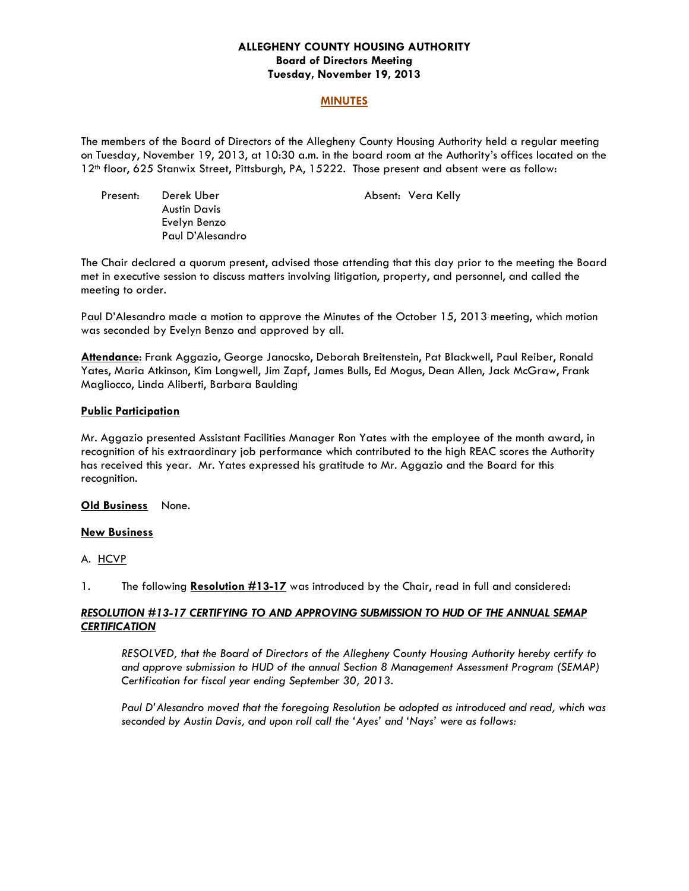# ALLEGHENY COUNTY HOUSING AUTHORITY
## Board of Directors Meeting
## Tuesday, November 19, 2013

## MINUTES

The members of the Board of Directors of the Allegheny County Housing Authority held a regular meeting on Tuesday, November 19, 2013, at 10:30 a.m. in the board room at the Authority's offices located on the 12th floor, 625 Stanwix Street, Pittsburgh, PA, 15222. Those present and absent were as follow:

Present: Derek Uber
Austin Davis
Evelyn Benzo
Paul D'Alesandro

Absent: Vera Kelly

The Chair declared a quorum present, advised those attending that this day prior to the meeting the Board met in executive session to discuss matters involving litigation, property, and personnel, and called the meeting to order.

Paul D'Alesandro made a motion to approve the Minutes of the October 15, 2013 meeting, which motion was seconded by Evelyn Benzo and approved by all.

**Attendance**: Frank Aggazio, George Janocsko, Deborah Breitenstein, Pat Blackwell, Paul Reiber, Ronald Yates, Maria Atkinson, Kim Longwell, Jim Zapf, James Bulls, Ed Mogus, Dean Allen, Jack McGraw, Frank Magliocco, Linda Aliberti, Barbara Baulding

**Public Participation**

Mr. Aggazio presented Assistant Facilities Manager Ron Yates with the employee of the month award, in recognition of his extraordinary job performance which contributed to the high REAC scores the Authority has received this year. Mr. Yates expressed his gratitude to Mr. Aggazio and the Board for this recognition.

**Old Business** None.

**New Business**

A. HCVP

1. The following **Resolution #13-17** was introduced by the Chair, read in full and considered:

***RESOLUTION #13-17 CERTIFYING TO AND APPROVING SUBMISSION TO HUD OF THE ANNUAL SEMAP CERTIFICATION***

*RESOLVED, that the Board of Directors of the Allegheny County Housing Authority hereby certify to and approve submission to HUD of the annual Section 8 Management Assessment Program (SEMAP) Certification for fiscal year ending September 30, 2013.*

*Paul D'Alesandro moved that the foregoing Resolution be adopted as introduced and read, which was seconded by Austin Davis, and upon roll call the 'Ayes' and 'Nays' were as follows:*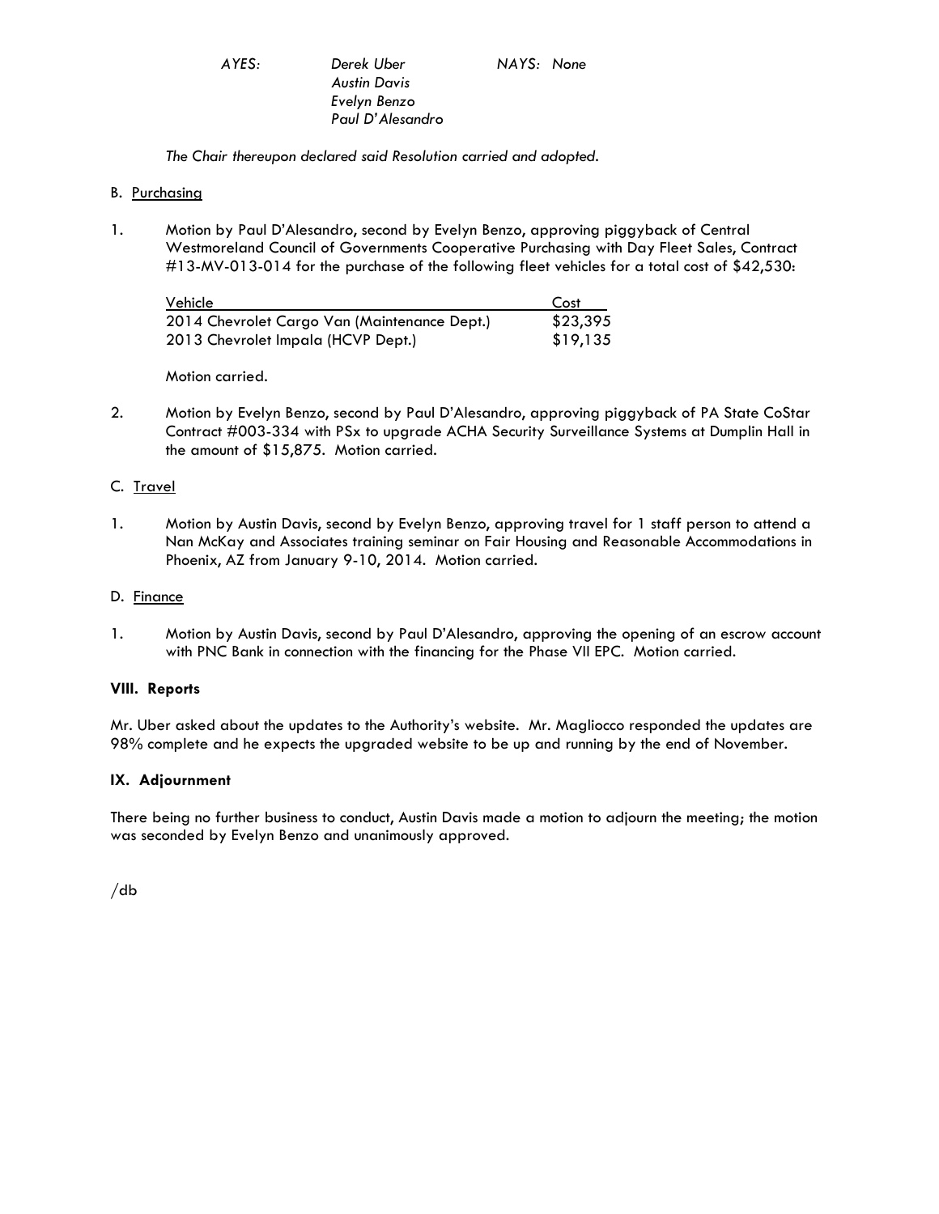*AYES: Derek Uber*
*Austin Davis*
*Evelyn Benzo*
*Paul D'Alesandro*

*NAYS: None*

*The Chair thereupon declared said Resolution carried and adopted.*

B. Purchasing

1. Motion by Paul D'Alesandro, second by Evelyn Benzo, approving piggyback of Central Westmoreland Council of Governments Cooperative Purchasing with Day Fleet Sales, Contract #13-MV-013-014 for the purchase of the following fleet vehicles for a total cost of $42,530:

| Vehicle | Cost |
|---|---|
| 2014 Chevrolet Cargo Van (Maintenance Dept.) | $23,395 |
| 2013 Chevrolet Impala (HCVP Dept.) | $19,135 |

Motion carried.

2. Motion by Evelyn Benzo, second by Paul D'Alesandro, approving piggyback of PA State CoStar Contract #003-334 with PSx to upgrade ACHA Security Surveillance Systems at Dumplin Hall in the amount of $15,875. Motion carried.

C. Travel

1. Motion by Austin Davis, second by Evelyn Benzo, approving travel for 1 staff person to attend a Nan McKay and Associates training seminar on Fair Housing and Reasonable Accommodations in Phoenix, AZ from January 9-10, 2014. Motion carried.

D. Finance

1. Motion by Austin Davis, second by Paul D'Alesandro, approving the opening of an escrow account with PNC Bank in connection with the financing for the Phase VII EPC. Motion carried.

**VIII. Reports**

Mr. Uber asked about the updates to the Authority's website. Mr. Magliocco responded the updates are 98% complete and he expects the upgraded website to be up and running by the end of November.

**IX. Adjournment**

There being no further business to conduct, Austin Davis made a motion to adjourn the meeting; the motion was seconded by Evelyn Benzo and unanimously approved.

/db